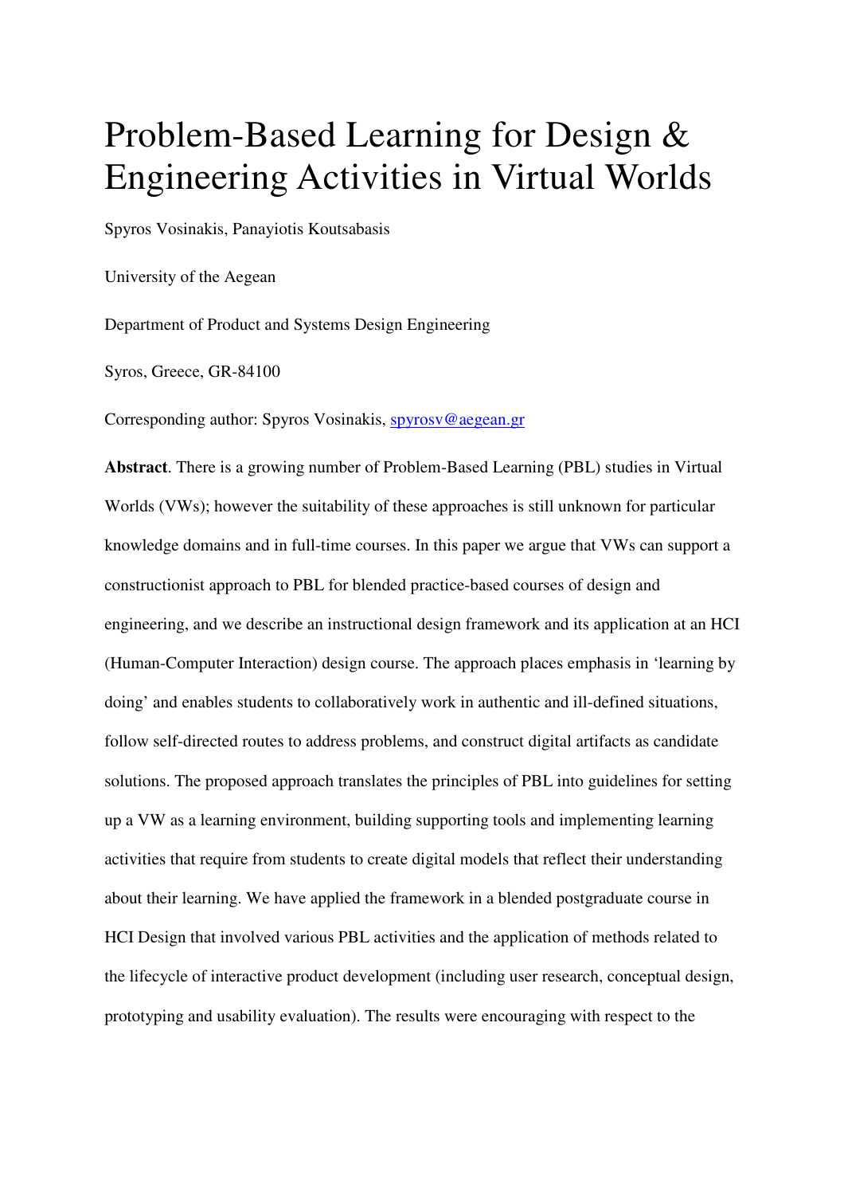# Problem-Based Learning for Design & Engineering Activities in Virtual Worlds

Spyros Vosinakis, Panayiotis Koutsabasis

University of the Aegean

Department of Product and Systems Design Engineering

Syros, Greece, GR-84100

Corresponding author: Spyros Vosinakis, spyrosv@aegean.gr

**Abstract**. There is a growing number of Problem-Based Learning (PBL) studies in Virtual Worlds (VWs); however the suitability of these approaches is still unknown for particular knowledge domains and in full-time courses. In this paper we argue that VWs can support a constructionist approach to PBL for blended practice-based courses of design and engineering, and we describe an instructional design framework and its application at an HCI (Human-Computer Interaction) design course. The approach places emphasis in 'learning by doing' and enables students to collaboratively work in authentic and ill-defined situations, follow self-directed routes to address problems, and construct digital artifacts as candidate solutions. The proposed approach translates the principles of PBL into guidelines for setting up a VW as a learning environment, building supporting tools and implementing learning activities that require from students to create digital models that reflect their understanding about their learning. We have applied the framework in a blended postgraduate course in HCI Design that involved various PBL activities and the application of methods related to the lifecycle of interactive product development (including user research, conceptual design, prototyping and usability evaluation). The results were encouraging with respect to the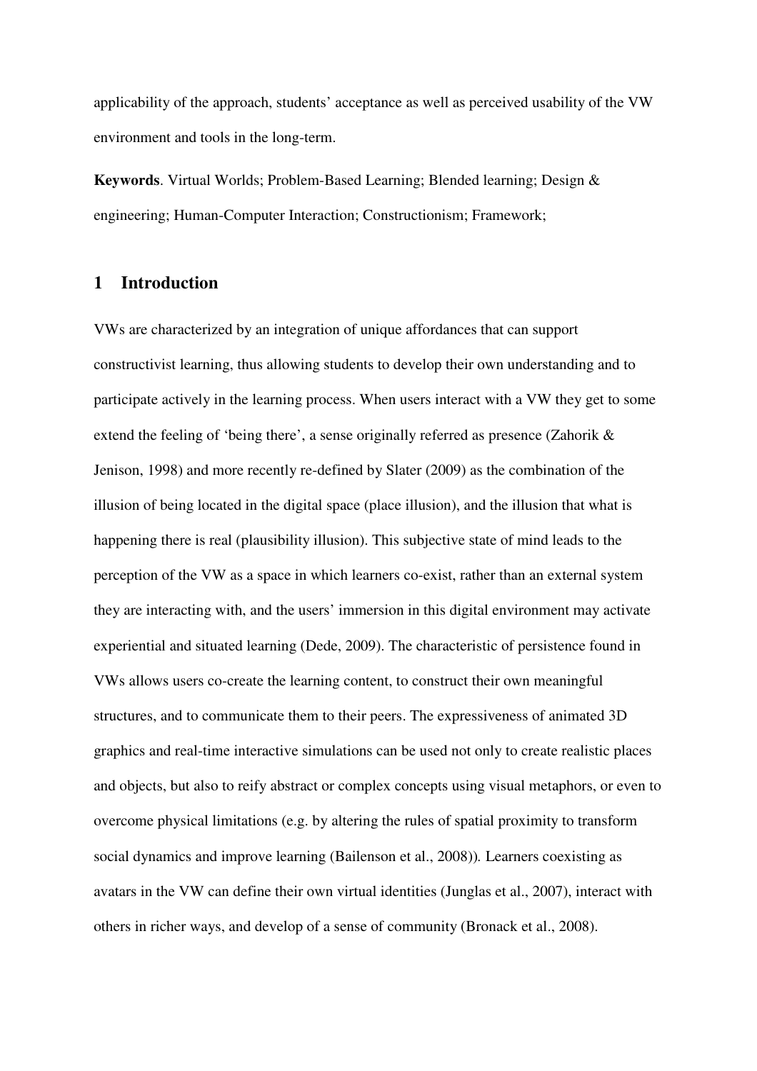applicability of the approach, students' acceptance as well as perceived usability of the VW environment and tools in the long-term.

**Keywords**. Virtual Worlds; Problem-Based Learning; Blended learning; Design & engineering; Human-Computer Interaction; Constructionism; Framework;

# 1 Introduction

VWs are characterized by an integration of unique affordances that can support constructivist learning, thus allowing students to develop their own understanding and to participate actively in the learning process. When users interact with a VW they get to some extend the feeling of 'being there', a sense originally referred as presence (Zahorik & Jenison, 1998) and more recently re-defined by Slater (2009) as the combination of the illusion of being located in the digital space (place illusion), and the illusion that what is happening there is real (plausibility illusion). This subjective state of mind leads to the perception of the VW as a space in which learners co-exist, rather than an external system they are interacting with, and the users' immersion in this digital environment may activate experiential and situated learning (Dede, 2009). The characteristic of persistence found in VWs allows users co-create the learning content, to construct their own meaningful structures, and to communicate them to their peers. The expressiveness of animated 3D graphics and real-time interactive simulations can be used not only to create realistic places and objects, but also to reify abstract or complex concepts using visual metaphors, or even to overcome physical limitations (e.g. by altering the rules of spatial proximity to transform social dynamics and improve learning (Bailenson et al., 2008)). Learners coexisting as avatars in the VW can define their own virtual identities (Junglas et al., 2007), interact with others in richer ways, and develop of a sense of community (Bronack et al., 2008).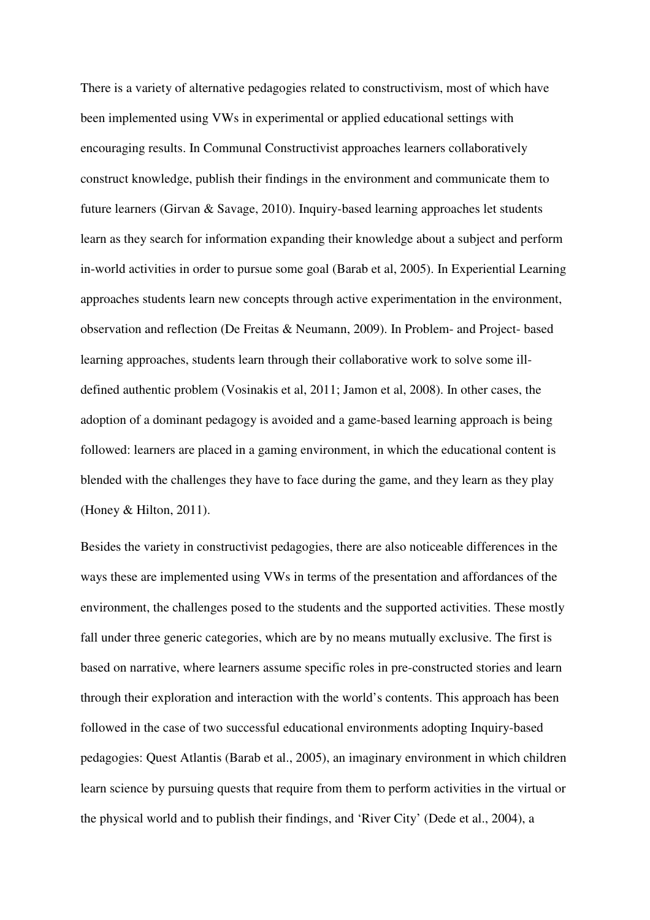There is a variety of alternative pedagogies related to constructivism, most of which have been implemented using VWs in experimental or applied educational settings with encouraging results. In Communal Constructivist approaches learners collaboratively construct knowledge, publish their findings in the environment and communicate them to future learners (Girvan & Savage, 2010). Inquiry-based learning approaches let students learn as they search for information expanding their knowledge about a subject and perform in-world activities in order to pursue some goal (Barab et al, 2005). In Experiential Learning approaches students learn new concepts through active experimentation in the environment, observation and reflection (De Freitas & Neumann, 2009). In Problem- and Project- based learning approaches, students learn through their collaborative work to solve some ill-defined authentic problem (Vosinakis et al, 2011; Jamon et al, 2008). In other cases, the adoption of a dominant pedagogy is avoided and a game-based learning approach is being followed: learners are placed in a gaming environment, in which the educational content is blended with the challenges they have to face during the game, and they learn as they play (Honey & Hilton, 2011).

Besides the variety in constructivist pedagogies, there are also noticeable differences in the ways these are implemented using VWs in terms of the presentation and affordances of the environment, the challenges posed to the students and the supported activities. These mostly fall under three generic categories, which are by no means mutually exclusive. The first is based on narrative, where learners assume specific roles in pre-constructed stories and learn through their exploration and interaction with the world's contents. This approach has been followed in the case of two successful educational environments adopting Inquiry-based pedagogies: Quest Atlantis (Barab et al., 2005), an imaginary environment in which children learn science by pursuing quests that require from them to perform activities in the virtual or the physical world and to publish their findings, and 'River City' (Dede et al., 2004), a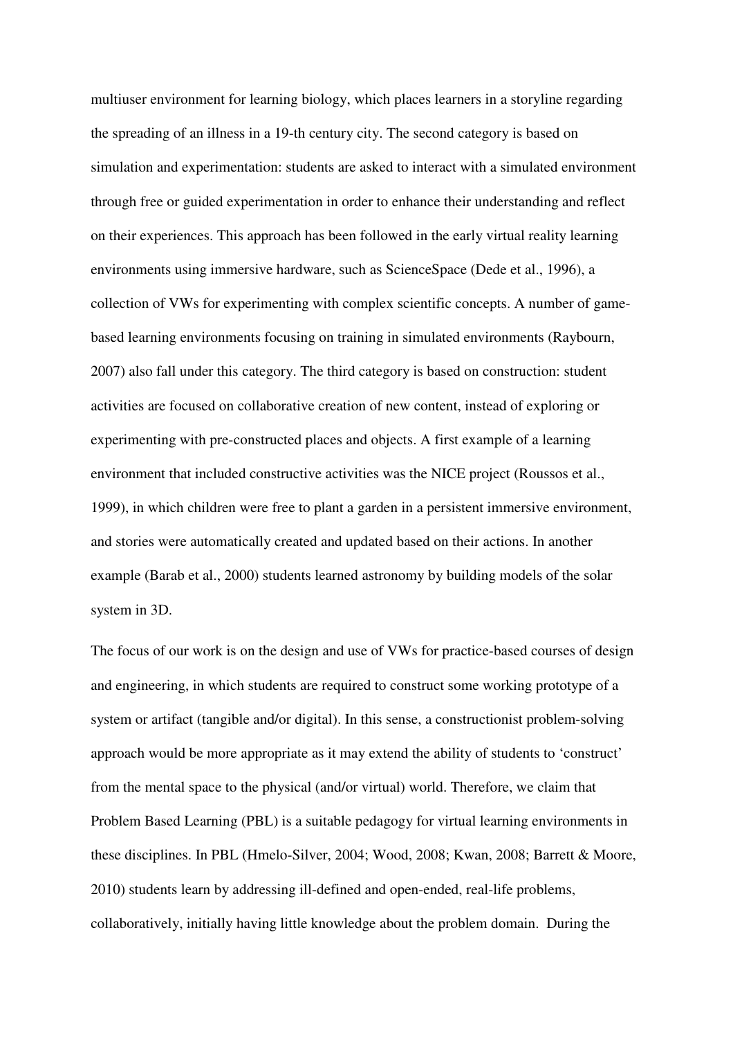multiuser environment for learning biology, which places learners in a storyline regarding the spreading of an illness in a 19-th century city. The second category is based on simulation and experimentation: students are asked to interact with a simulated environment through free or guided experimentation in order to enhance their understanding and reflect on their experiences. This approach has been followed in the early virtual reality learning environments using immersive hardware, such as ScienceSpace (Dede et al., 1996), a collection of VWs for experimenting with complex scientific concepts. A number of game-based learning environments focusing on training in simulated environments (Raybourn, 2007) also fall under this category. The third category is based on construction: student activities are focused on collaborative creation of new content, instead of exploring or experimenting with pre-constructed places and objects. A first example of a learning environment that included constructive activities was the NICE project (Roussos et al., 1999), in which children were free to plant a garden in a persistent immersive environment, and stories were automatically created and updated based on their actions. In another example (Barab et al., 2000) students learned astronomy by building models of the solar system in 3D.

The focus of our work is on the design and use of VWs for practice-based courses of design and engineering, in which students are required to construct some working prototype of a system or artifact (tangible and/or digital). In this sense, a constructionist problem-solving approach would be more appropriate as it may extend the ability of students to 'construct' from the mental space to the physical (and/or virtual) world. Therefore, we claim that Problem Based Learning (PBL) is a suitable pedagogy for virtual learning environments in these disciplines. In PBL (Hmelo-Silver, 2004; Wood, 2008; Kwan, 2008; Barrett & Moore, 2010) students learn by addressing ill-defined and open-ended, real-life problems, collaboratively, initially having little knowledge about the problem domain. During the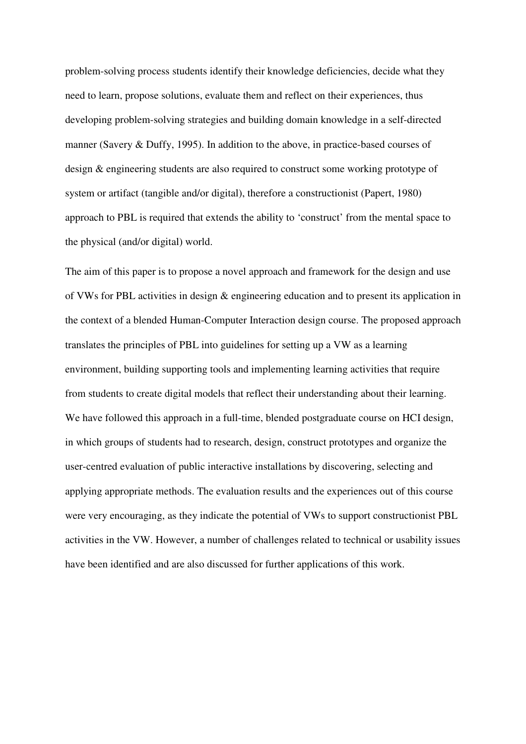problem-solving process students identify their knowledge deficiencies, decide what they need to learn, propose solutions, evaluate them and reflect on their experiences, thus developing problem-solving strategies and building domain knowledge in a self-directed manner (Savery & Duffy, 1995). In addition to the above, in practice-based courses of design & engineering students are also required to construct some working prototype of system or artifact (tangible and/or digital), therefore a constructionist (Papert, 1980) approach to PBL is required that extends the ability to 'construct' from the mental space to the physical (and/or digital) world.

The aim of this paper is to propose a novel approach and framework for the design and use of VWs for PBL activities in design & engineering education and to present its application in the context of a blended Human-Computer Interaction design course. The proposed approach translates the principles of PBL into guidelines for setting up a VW as a learning environment, building supporting tools and implementing learning activities that require from students to create digital models that reflect their understanding about their learning. We have followed this approach in a full-time, blended postgraduate course on HCI design, in which groups of students had to research, design, construct prototypes and organize the user-centred evaluation of public interactive installations by discovering, selecting and applying appropriate methods. The evaluation results and the experiences out of this course were very encouraging, as they indicate the potential of VWs to support constructionist PBL activities in the VW. However, a number of challenges related to technical or usability issues have been identified and are also discussed for further applications of this work.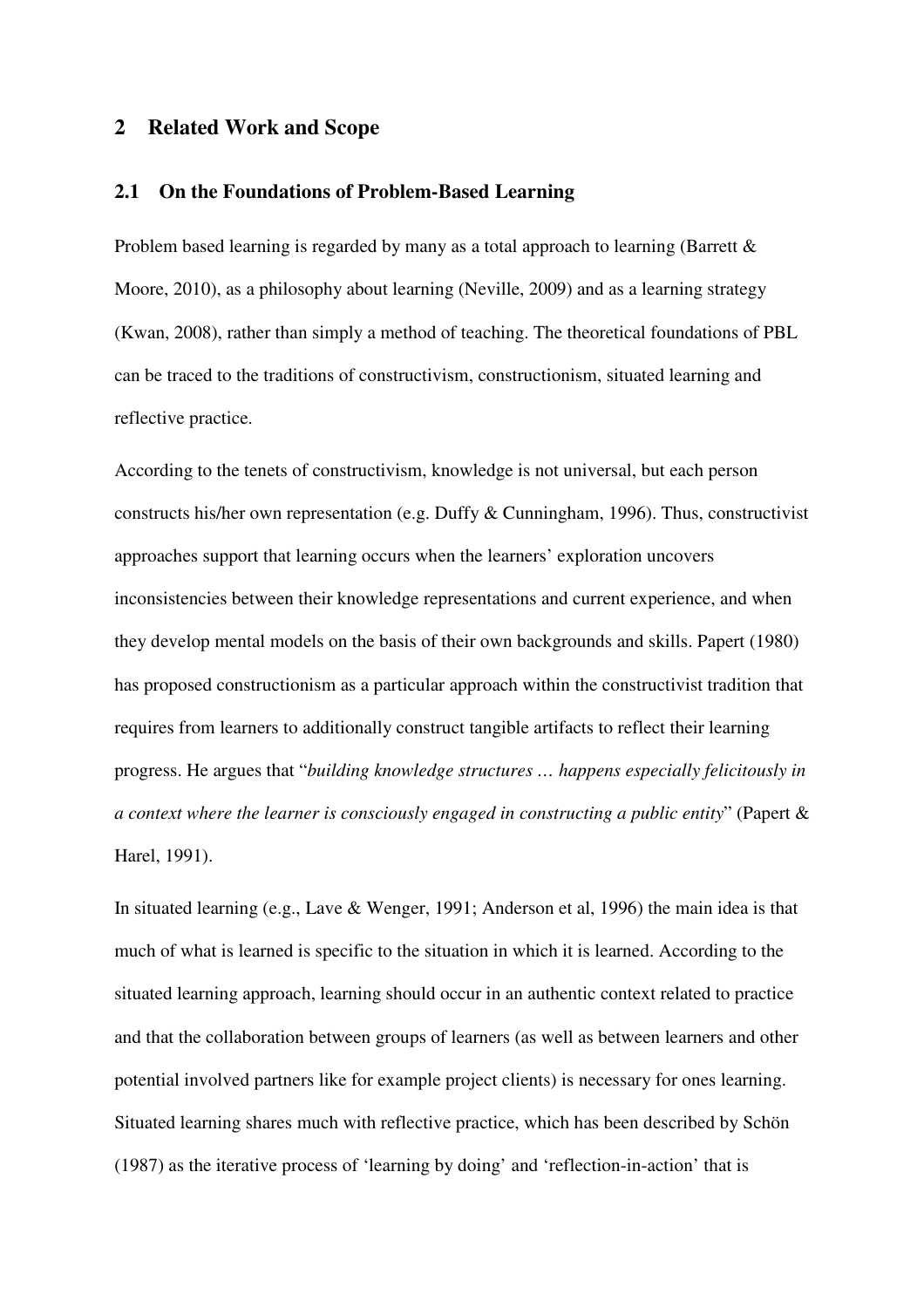## 2 Related Work and Scope

### 2.1 On the Foundations of Problem-Based Learning

Problem based learning is regarded by many as a total approach to learning (Barrett & Moore, 2010), as a philosophy about learning (Neville, 2009) and as a learning strategy (Kwan, 2008), rather than simply a method of teaching. The theoretical foundations of PBL can be traced to the traditions of constructivism, constructionism, situated learning and reflective practice.

According to the tenets of constructivism, knowledge is not universal, but each person constructs his/her own representation (e.g. Duffy & Cunningham, 1996). Thus, constructivist approaches support that learning occurs when the learners' exploration uncovers inconsistencies between their knowledge representations and current experience, and when they develop mental models on the basis of their own backgrounds and skills. Papert (1980) has proposed constructionism as a particular approach within the constructivist tradition that requires from learners to additionally construct tangible artifacts to reflect their learning progress. He argues that "*building knowledge structures … happens especially felicitously in a context where the learner is consciously engaged in constructing a public entity*" (Papert & Harel, 1991).

In situated learning (e.g., Lave & Wenger, 1991; Anderson et al, 1996) the main idea is that much of what is learned is specific to the situation in which it is learned. According to the situated learning approach, learning should occur in an authentic context related to practice and that the collaboration between groups of learners (as well as between learners and other potential involved partners like for example project clients) is necessary for ones learning. Situated learning shares much with reflective practice, which has been described by Schön (1987) as the iterative process of 'learning by doing' and 'reflection-in-action' that is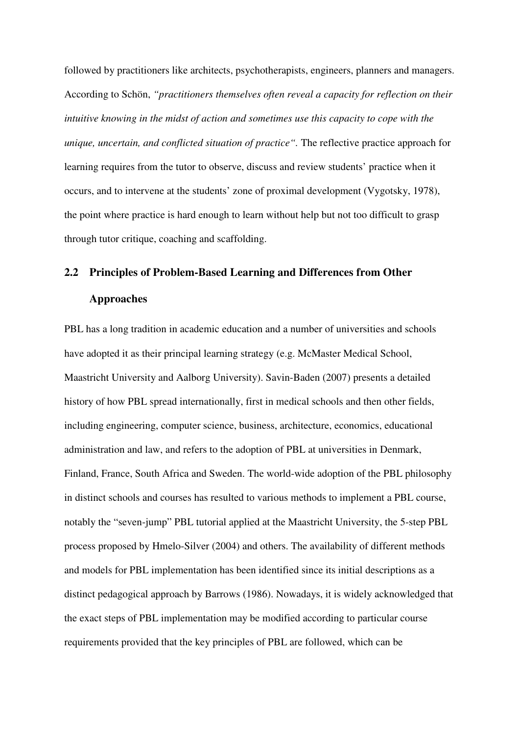followed by practitioners like architects, psychotherapists, engineers, planners and managers. According to Schön, *"practitioners themselves often reveal a capacity for reflection on their intuitive knowing in the midst of action and sometimes use this capacity to cope with the unique, uncertain, and conflicted situation of practice"*. The reflective practice approach for learning requires from the tutor to observe, discuss and review students' practice when it occurs, and to intervene at the students' zone of proximal development (Vygotsky, 1978), the point where practice is hard enough to learn without help but not too difficult to grasp through tutor critique, coaching and scaffolding.

## 2.2 Principles of Problem-Based Learning and Differences from Other Approaches

PBL has a long tradition in academic education and a number of universities and schools have adopted it as their principal learning strategy (e.g. McMaster Medical School, Maastricht University and Aalborg University). Savin-Baden (2007) presents a detailed history of how PBL spread internationally, first in medical schools and then other fields, including engineering, computer science, business, architecture, economics, educational administration and law, and refers to the adoption of PBL at universities in Denmark, Finland, France, South Africa and Sweden. The world-wide adoption of the PBL philosophy in distinct schools and courses has resulted to various methods to implement a PBL course, notably the "seven-jump" PBL tutorial applied at the Maastricht University, the 5-step PBL process proposed by Hmelo-Silver (2004) and others. The availability of different methods and models for PBL implementation has been identified since its initial descriptions as a distinct pedagogical approach by Barrows (1986). Nowadays, it is widely acknowledged that the exact steps of PBL implementation may be modified according to particular course requirements provided that the key principles of PBL are followed, which can be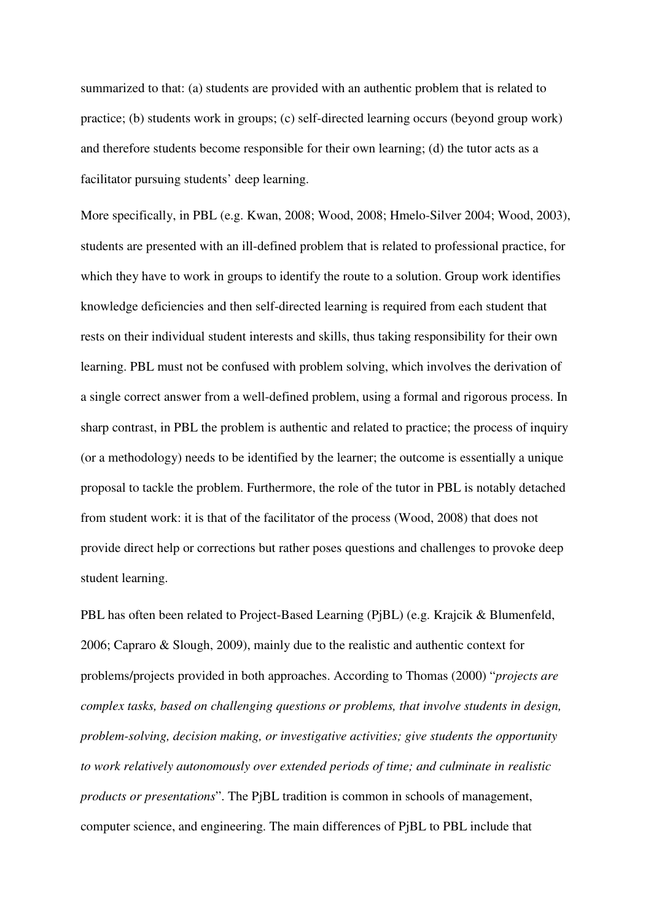summarized to that: (a) students are provided with an authentic problem that is related to practice; (b) students work in groups; (c) self-directed learning occurs (beyond group work) and therefore students become responsible for their own learning; (d) the tutor acts as a facilitator pursuing students' deep learning.

More specifically, in PBL (e.g. Kwan, 2008; Wood, 2008; Hmelo-Silver 2004; Wood, 2003), students are presented with an ill-defined problem that is related to professional practice, for which they have to work in groups to identify the route to a solution. Group work identifies knowledge deficiencies and then self-directed learning is required from each student that rests on their individual student interests and skills, thus taking responsibility for their own learning. PBL must not be confused with problem solving, which involves the derivation of a single correct answer from a well-defined problem, using a formal and rigorous process. In sharp contrast, in PBL the problem is authentic and related to practice; the process of inquiry (or a methodology) needs to be identified by the learner; the outcome is essentially a unique proposal to tackle the problem. Furthermore, the role of the tutor in PBL is notably detached from student work: it is that of the facilitator of the process (Wood, 2008) that does not provide direct help or corrections but rather poses questions and challenges to provoke deep student learning.

PBL has often been related to Project-Based Learning (PjBL) (e.g. Krajcik & Blumenfeld, 2006; Capraro & Slough, 2009), mainly due to the realistic and authentic context for problems/projects provided in both approaches. According to Thomas (2000) "*projects are complex tasks, based on challenging questions or problems, that involve students in design, problem-solving, decision making, or investigative activities; give students the opportunity to work relatively autonomously over extended periods of time; and culminate in realistic products or presentations*". The PjBL tradition is common in schools of management, computer science, and engineering. The main differences of PjBL to PBL include that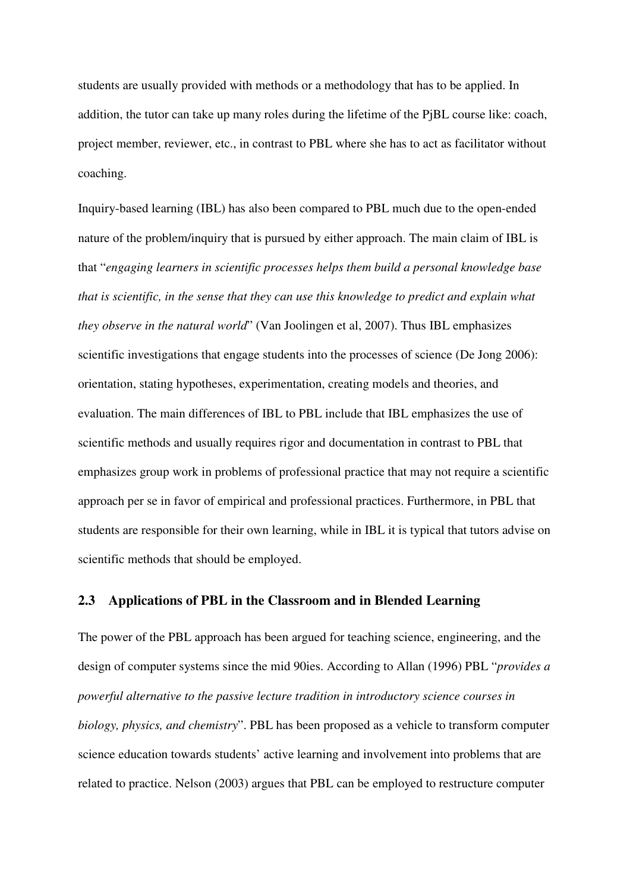students are usually provided with methods or a methodology that has to be applied. In addition, the tutor can take up many roles during the lifetime of the PjBL course like: coach, project member, reviewer, etc., in contrast to PBL where she has to act as facilitator without coaching.

Inquiry-based learning (IBL) has also been compared to PBL much due to the open-ended nature of the problem/inquiry that is pursued by either approach. The main claim of IBL is that "*engaging learners in scientific processes helps them build a personal knowledge base that is scientific, in the sense that they can use this knowledge to predict and explain what they observe in the natural world*" (Van Joolingen et al, 2007). Thus IBL emphasizes scientific investigations that engage students into the processes of science (De Jong 2006): orientation, stating hypotheses, experimentation, creating models and theories, and evaluation. The main differences of IBL to PBL include that IBL emphasizes the use of scientific methods and usually requires rigor and documentation in contrast to PBL that emphasizes group work in problems of professional practice that may not require a scientific approach per se in favor of empirical and professional practices. Furthermore, in PBL that students are responsible for their own learning, while in IBL it is typical that tutors advise on scientific methods that should be employed.

## 2.3 Applications of PBL in the Classroom and in Blended Learning

The power of the PBL approach has been argued for teaching science, engineering, and the design of computer systems since the mid 90ies. According to Allan (1996) PBL "*provides a powerful alternative to the passive lecture tradition in introductory science courses in biology, physics, and chemistry*". PBL has been proposed as a vehicle to transform computer science education towards students' active learning and involvement into problems that are related to practice. Nelson (2003) argues that PBL can be employed to restructure computer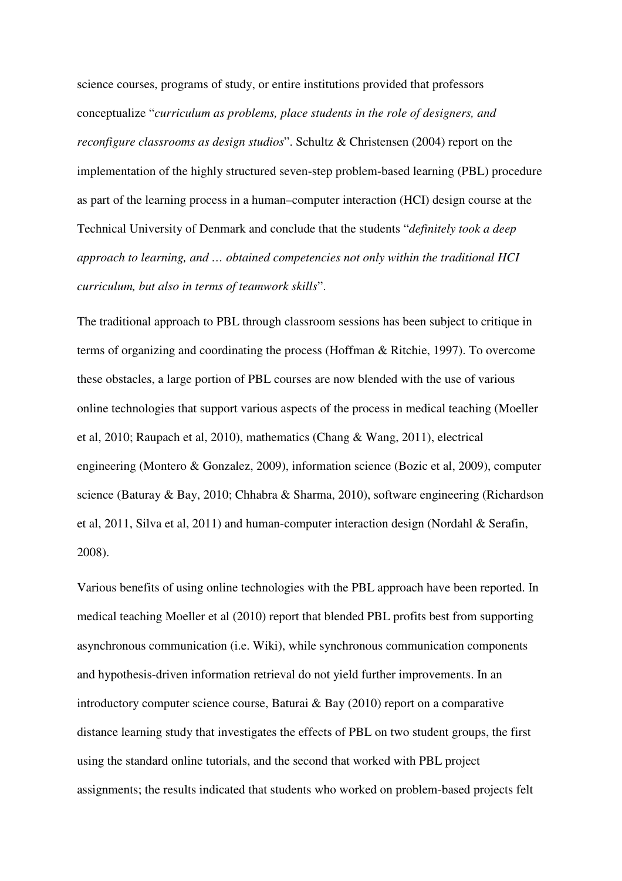science courses, programs of study, or entire institutions provided that professors conceptualize "*curriculum as problems, place students in the role of designers, and reconfigure classrooms as design studios*". Schultz & Christensen (2004) report on the implementation of the highly structured seven-step problem-based learning (PBL) procedure as part of the learning process in a human–computer interaction (HCI) design course at the Technical University of Denmark and conclude that the students "*definitely took a deep approach to learning, and … obtained competencies not only within the traditional HCI curriculum, but also in terms of teamwork skills*".

The traditional approach to PBL through classroom sessions has been subject to critique in terms of organizing and coordinating the process (Hoffman & Ritchie, 1997). To overcome these obstacles, a large portion of PBL courses are now blended with the use of various online technologies that support various aspects of the process in medical teaching (Moeller et al, 2010; Raupach et al, 2010), mathematics (Chang & Wang, 2011), electrical engineering (Montero & Gonzalez, 2009), information science (Bozic et al, 2009), computer science (Baturay & Bay, 2010; Chhabra & Sharma, 2010), software engineering (Richardson et al, 2011, Silva et al, 2011) and human-computer interaction design (Nordahl & Serafin, 2008).

Various benefits of using online technologies with the PBL approach have been reported. In medical teaching Moeller et al (2010) report that blended PBL profits best from supporting asynchronous communication (i.e. Wiki), while synchronous communication components and hypothesis-driven information retrieval do not yield further improvements. In an introductory computer science course, Baturai & Bay (2010) report on a comparative distance learning study that investigates the effects of PBL on two student groups, the first using the standard online tutorials, and the second that worked with PBL project assignments; the results indicated that students who worked on problem-based projects felt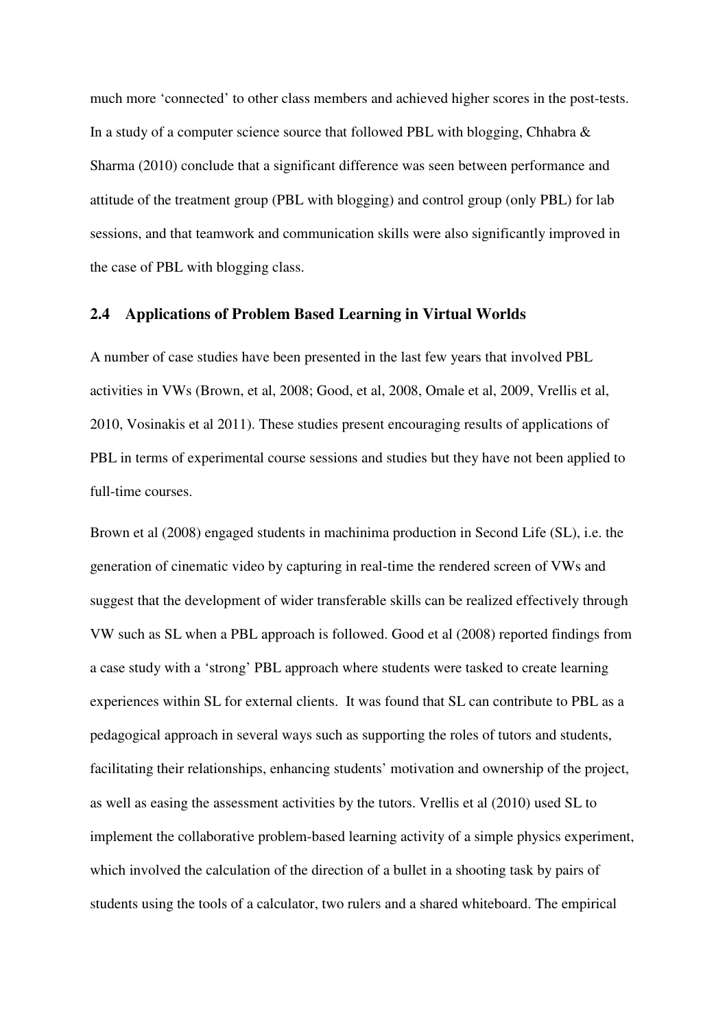much more ‘connected’ to other class members and achieved higher scores in the post-tests. In a study of a computer science source that followed PBL with blogging, Chhabra & Sharma (2010) conclude that a significant difference was seen between performance and attitude of the treatment group (PBL with blogging) and control group (only PBL) for lab sessions, and that teamwork and communication skills were also significantly improved in the case of PBL with blogging class.

## 2.4 Applications of Problem Based Learning in Virtual Worlds

A number of case studies have been presented in the last few years that involved PBL activities in VWs (Brown, et al, 2008; Good, et al, 2008, Omale et al, 2009, Vrellis et al, 2010, Vosinakis et al 2011). These studies present encouraging results of applications of PBL in terms of experimental course sessions and studies but they have not been applied to full-time courses.

Brown et al (2008) engaged students in machinima production in Second Life (SL), i.e. the generation of cinematic video by capturing in real-time the rendered screen of VWs and suggest that the development of wider transferable skills can be realized effectively through VW such as SL when a PBL approach is followed. Good et al (2008) reported findings from a case study with a ‘strong’ PBL approach where students were tasked to create learning experiences within SL for external clients. It was found that SL can contribute to PBL as a pedagogical approach in several ways such as supporting the roles of tutors and students, facilitating their relationships, enhancing students’ motivation and ownership of the project, as well as easing the assessment activities by the tutors. Vrellis et al (2010) used SL to implement the collaborative problem-based learning activity of a simple physics experiment, which involved the calculation of the direction of a bullet in a shooting task by pairs of students using the tools of a calculator, two rulers and a shared whiteboard. The empirical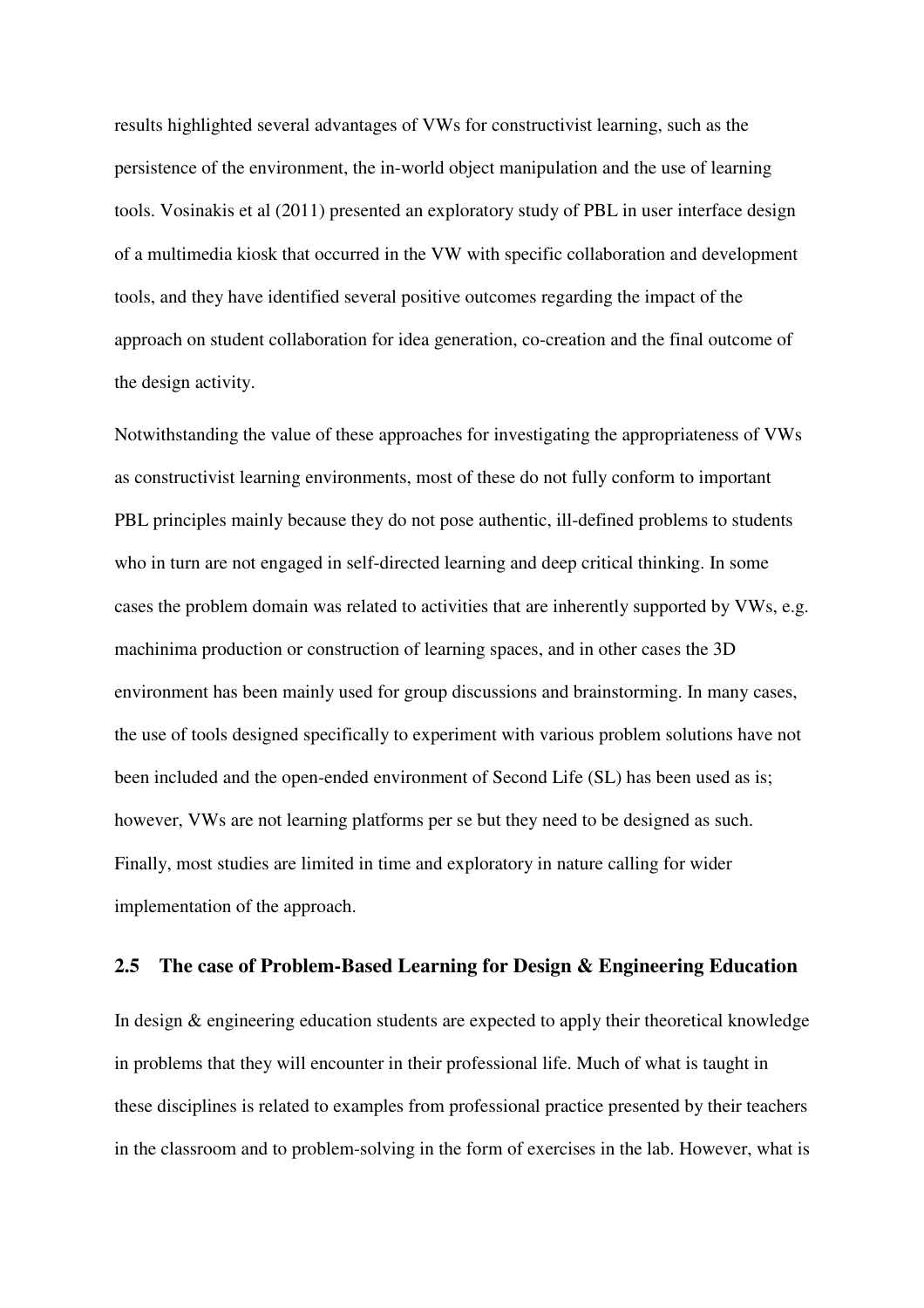results highlighted several advantages of VWs for constructivist learning, such as the persistence of the environment, the in-world object manipulation and the use of learning tools. Vosinakis et al (2011) presented an exploratory study of PBL in user interface design of a multimedia kiosk that occurred in the VW with specific collaboration and development tools, and they have identified several positive outcomes regarding the impact of the approach on student collaboration for idea generation, co-creation and the final outcome of the design activity.

Notwithstanding the value of these approaches for investigating the appropriateness of VWs as constructivist learning environments, most of these do not fully conform to important PBL principles mainly because they do not pose authentic, ill-defined problems to students who in turn are not engaged in self-directed learning and deep critical thinking. In some cases the problem domain was related to activities that are inherently supported by VWs, e.g. machinima production or construction of learning spaces, and in other cases the 3D environment has been mainly used for group discussions and brainstorming. In many cases, the use of tools designed specifically to experiment with various problem solutions have not been included and the open-ended environment of Second Life (SL) has been used as is; however, VWs are not learning platforms per se but they need to be designed as such. Finally, most studies are limited in time and exploratory in nature calling for wider implementation of the approach.

## 2.5 The case of Problem-Based Learning for Design & Engineering Education

In design & engineering education students are expected to apply their theoretical knowledge in problems that they will encounter in their professional life. Much of what is taught in these disciplines is related to examples from professional practice presented by their teachers in the classroom and to problem-solving in the form of exercises in the lab. However, what is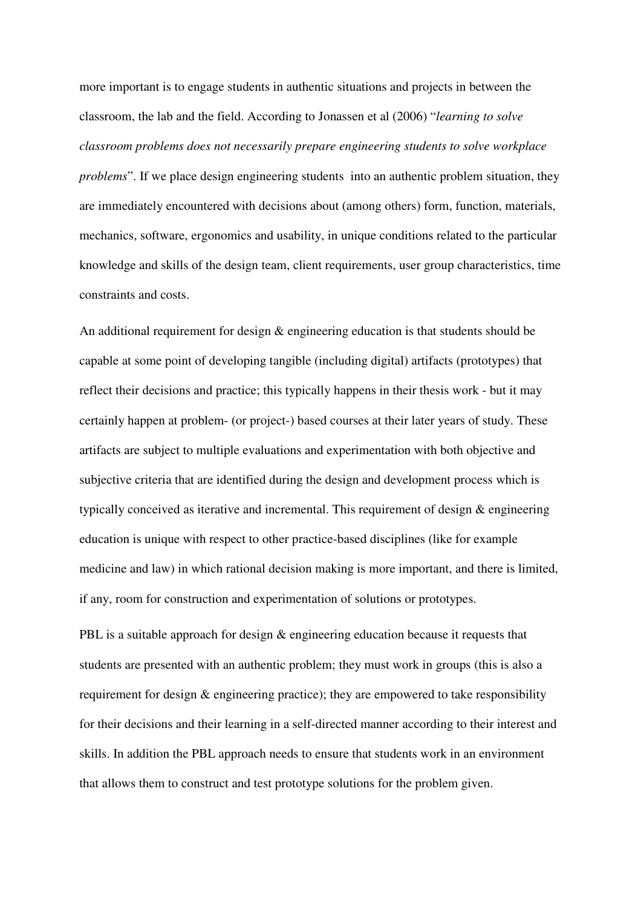more important is to engage students in authentic situations and projects in between the classroom, the lab and the field. According to Jonassen et al (2006) "*learning to solve classroom problems does not necessarily prepare engineering students to solve workplace problems*". If we place design engineering students into an authentic problem situation, they are immediately encountered with decisions about (among others) form, function, materials, mechanics, software, ergonomics and usability, in unique conditions related to the particular knowledge and skills of the design team, client requirements, user group characteristics, time constraints and costs.

An additional requirement for design & engineering education is that students should be capable at some point of developing tangible (including digital) artifacts (prototypes) that reflect their decisions and practice; this typically happens in their thesis work - but it may certainly happen at problem- (or project-) based courses at their later years of study. These artifacts are subject to multiple evaluations and experimentation with both objective and subjective criteria that are identified during the design and development process which is typically conceived as iterative and incremental. This requirement of design & engineering education is unique with respect to other practice-based disciplines (like for example medicine and law) in which rational decision making is more important, and there is limited, if any, room for construction and experimentation of solutions or prototypes.

PBL is a suitable approach for design & engineering education because it requests that students are presented with an authentic problem; they must work in groups (this is also a requirement for design & engineering practice); they are empowered to take responsibility for their decisions and their learning in a self-directed manner according to their interest and skills. In addition the PBL approach needs to ensure that students work in an environment that allows them to construct and test prototype solutions for the problem given.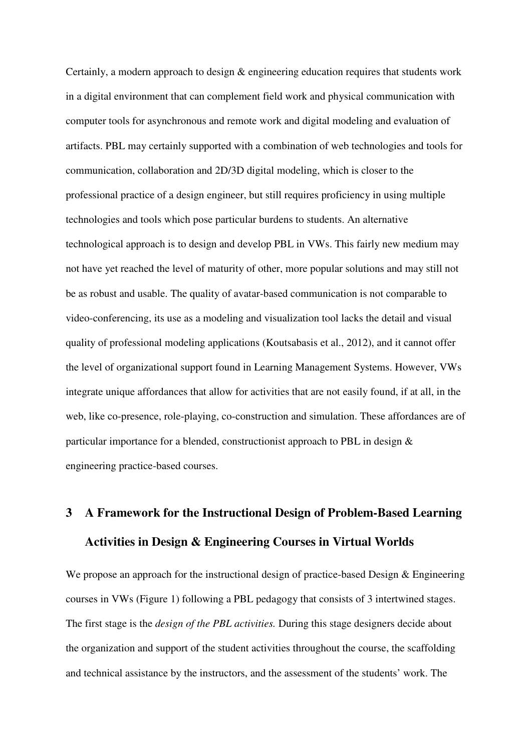Certainly, a modern approach to design & engineering education requires that students work in a digital environment that can complement field work and physical communication with computer tools for asynchronous and remote work and digital modeling and evaluation of artifacts. PBL may certainly supported with a combination of web technologies and tools for communication, collaboration and 2D/3D digital modeling, which is closer to the professional practice of a design engineer, but still requires proficiency in using multiple technologies and tools which pose particular burdens to students. An alternative technological approach is to design and develop PBL in VWs. This fairly new medium may not have yet reached the level of maturity of other, more popular solutions and may still not be as robust and usable. The quality of avatar-based communication is not comparable to video-conferencing, its use as a modeling and visualization tool lacks the detail and visual quality of professional modeling applications (Koutsabasis et al., 2012), and it cannot offer the level of organizational support found in Learning Management Systems. However, VWs integrate unique affordances that allow for activities that are not easily found, if at all, in the web, like co-presence, role-playing, co-construction and simulation. These affordances are of particular importance for a blended, constructionist approach to PBL in design & engineering practice-based courses.

# 3 A Framework for the Instructional Design of Problem-Based Learning Activities in Design & Engineering Courses in Virtual Worlds

We propose an approach for the instructional design of practice-based Design & Engineering courses in VWs (Figure 1) following a PBL pedagogy that consists of 3 intertwined stages. The first stage is the *design of the PBL activities.* During this stage designers decide about the organization and support of the student activities throughout the course, the scaffolding and technical assistance by the instructors, and the assessment of the students' work. The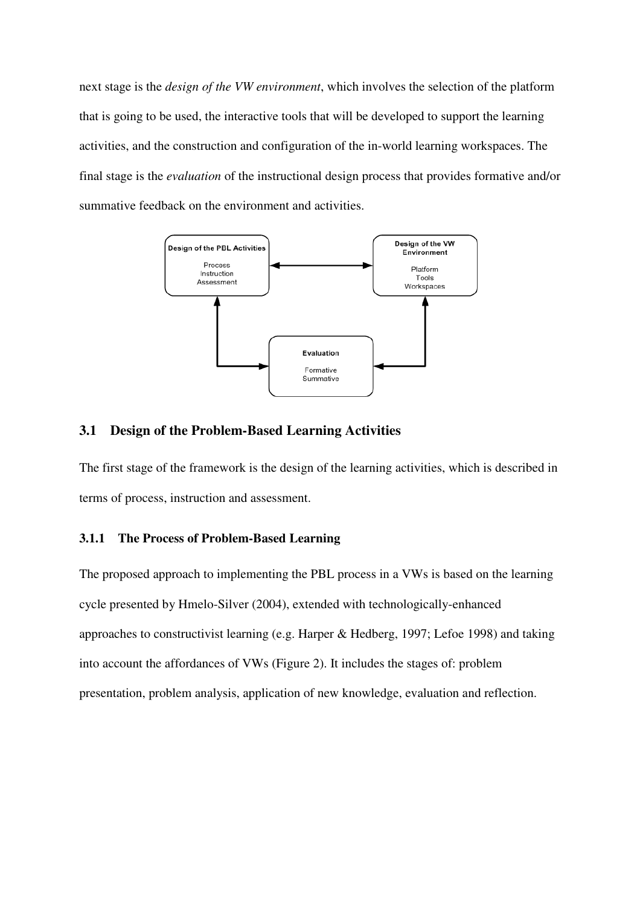next stage is the *design of the VW environment*, which involves the selection of the platform that is going to be used, the interactive tools that will be developed to support the learning activities, and the construction and configuration of the in-world learning workspaces. The final stage is the *evaluation* of the instructional design process that provides formative and/or summative feedback on the environment and activities.

Design of the PBL Activities
Process
Instruction
Assessment

Design of the VW Environment
Platform
Tools
Workspaces

Evaluation
Formative
Summative

## 3.1 Design of the Problem-Based Learning Activities

The first stage of the framework is the design of the learning activities, which is described in terms of process, instruction and assessment.

### 3.1.1 The Process of Problem-Based Learning

The proposed approach to implementing the PBL process in a VWs is based on the learning cycle presented by Hmelo-Silver (2004), extended with technologically-enhanced approaches to constructivist learning (e.g. Harper & Hedberg, 1997; Lefoe 1998) and taking into account the affordances of VWs (Figure 2). It includes the stages of: problem presentation, problem analysis, application of new knowledge, evaluation and reflection.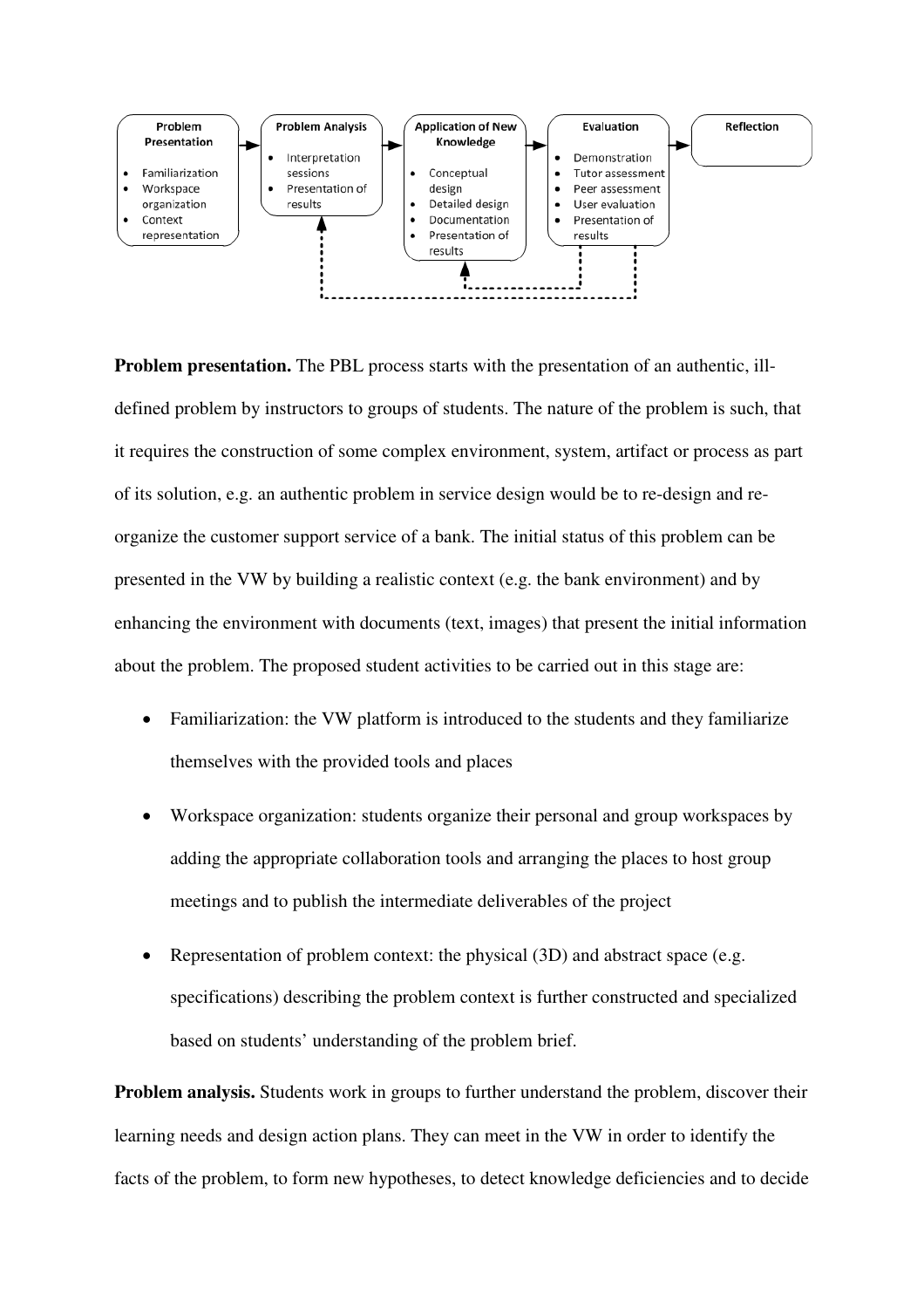Problem Presentation
- Familiarization
- Workspace organization
- Context representation

Problem Analysis
- Interpretation sessions
- Presentation of results

Application of New Knowledge
- Conceptual design
- Detailed design
- Documentation
- Presentation of results

Evaluation
- Demonstration
- Tutor assessment
- Peer assessment
- User evaluation
- Presentation of results

Reflection

**Problem presentation.** The PBL process starts with the presentation of an authentic, ill-defined problem by instructors to groups of students. The nature of the problem is such, that it requires the construction of some complex environment, system, artifact or process as part of its solution, e.g. an authentic problem in service design would be to re-design and re-organize the customer support service of a bank. The initial status of this problem can be presented in the VW by building a realistic context (e.g. the bank environment) and by enhancing the environment with documents (text, images) that present the initial information about the problem. The proposed student activities to be carried out in this stage are:

- Familiarization: the VW platform is introduced to the students and they familiarize themselves with the provided tools and places
- Workspace organization: students organize their personal and group workspaces by adding the appropriate collaboration tools and arranging the places to host group meetings and to publish the intermediate deliverables of the project
- Representation of problem context: the physical (3D) and abstract space (e.g. specifications) describing the problem context is further constructed and specialized based on students' understanding of the problem brief.

**Problem analysis.** Students work in groups to further understand the problem, discover their learning needs and design action plans. They can meet in the VW in order to identify the facts of the problem, to form new hypotheses, to detect knowledge deficiencies and to decide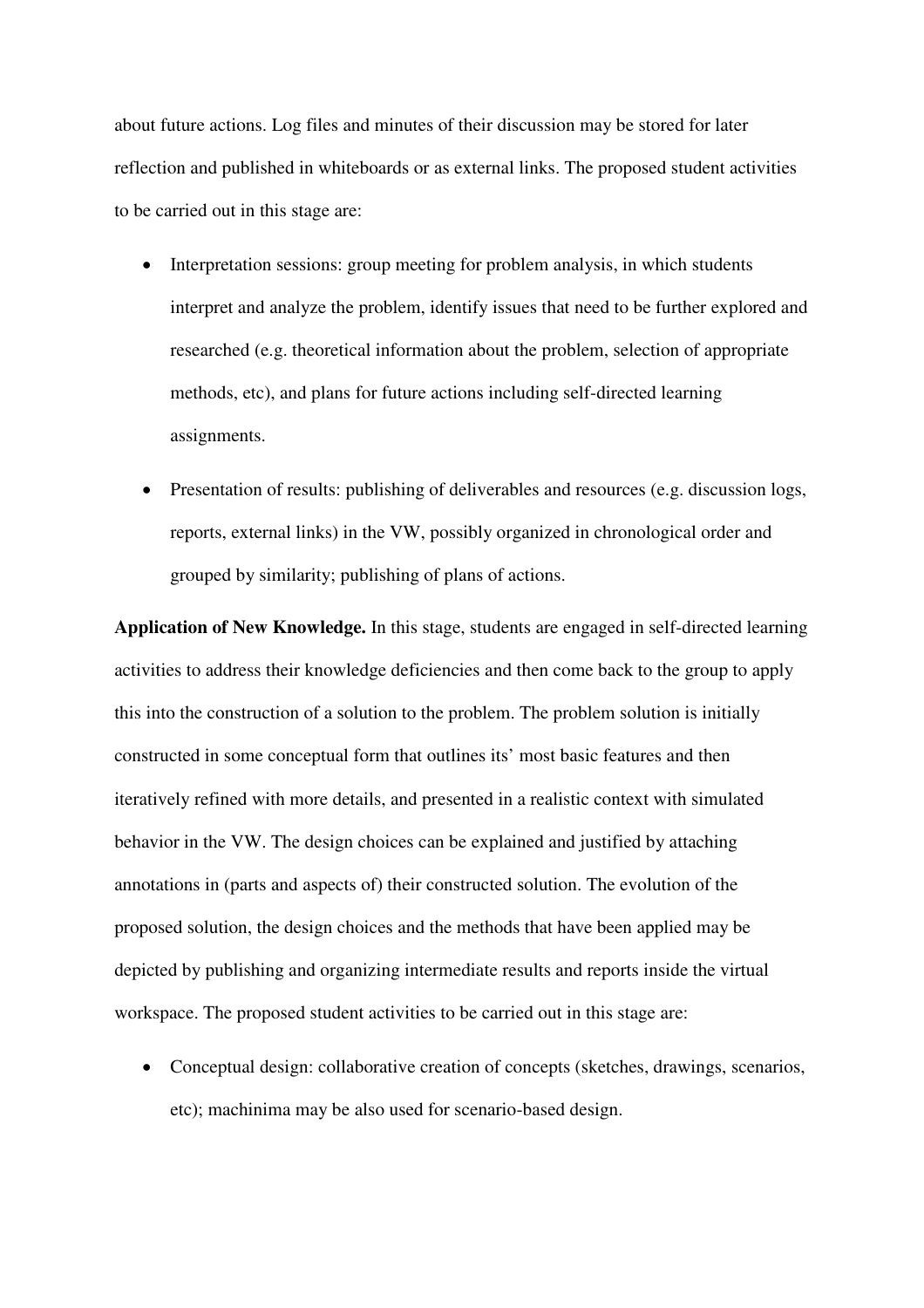about future actions. Log files and minutes of their discussion may be stored for later reflection and published in whiteboards or as external links. The proposed student activities to be carried out in this stage are:

- Interpretation sessions: group meeting for problem analysis, in which students interpret and analyze the problem, identify issues that need to be further explored and researched (e.g. theoretical information about the problem, selection of appropriate methods, etc), and plans for future actions including self-directed learning assignments.
- Presentation of results: publishing of deliverables and resources (e.g. discussion logs, reports, external links) in the VW, possibly organized in chronological order and grouped by similarity; publishing of plans of actions.

**Application of New Knowledge.** In this stage, students are engaged in self-directed learning activities to address their knowledge deficiencies and then come back to the group to apply this into the construction of a solution to the problem. The problem solution is initially constructed in some conceptual form that outlines its' most basic features and then iteratively refined with more details, and presented in a realistic context with simulated behavior in the VW. The design choices can be explained and justified by attaching annotations in (parts and aspects of) their constructed solution. The evolution of the proposed solution, the design choices and the methods that have been applied may be depicted by publishing and organizing intermediate results and reports inside the virtual workspace. The proposed student activities to be carried out in this stage are:

- Conceptual design: collaborative creation of concepts (sketches, drawings, scenarios, etc); machinima may be also used for scenario-based design.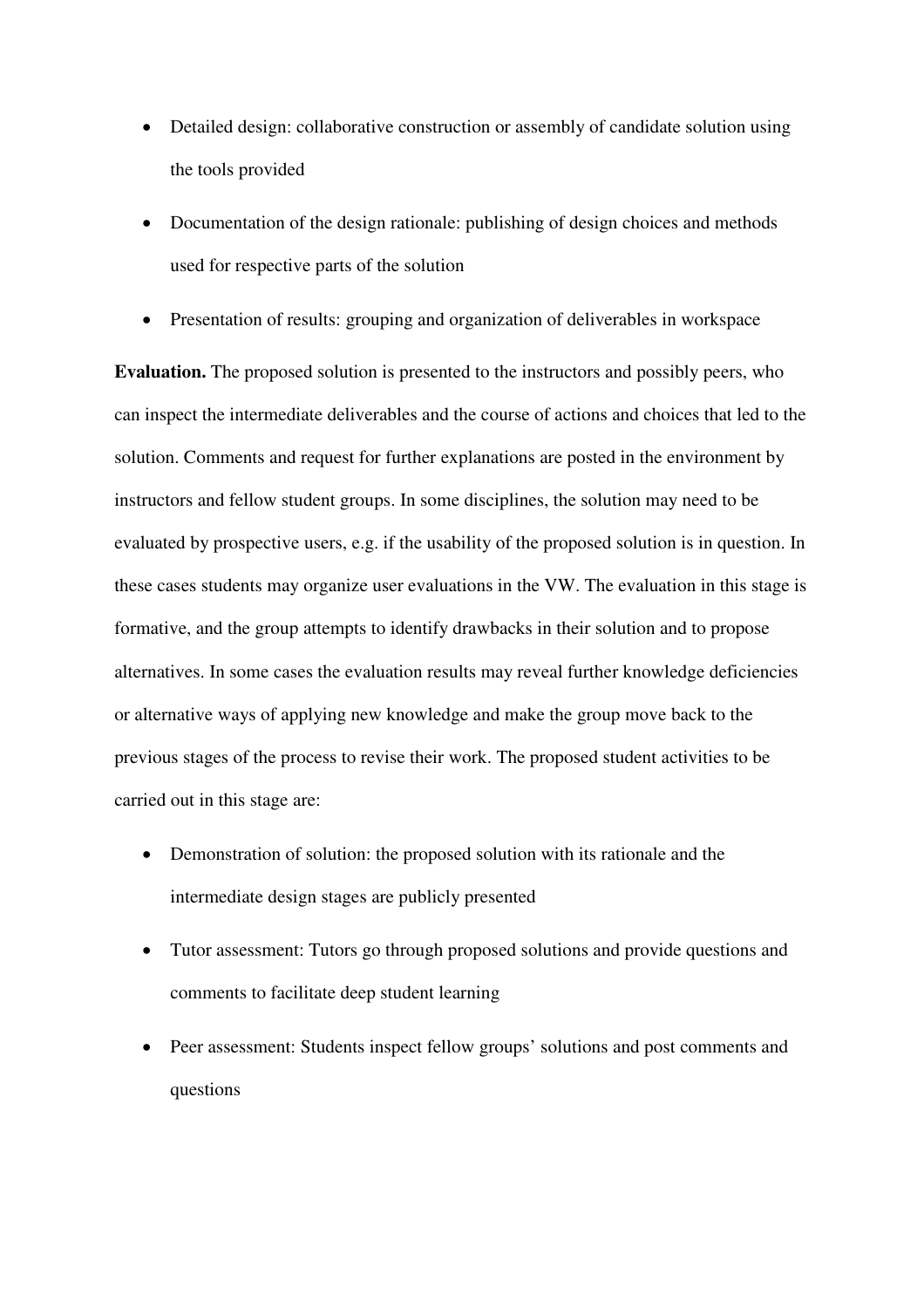- Detailed design: collaborative construction or assembly of candidate solution using the tools provided
- Documentation of the design rationale: publishing of design choices and methods used for respective parts of the solution
- Presentation of results: grouping and organization of deliverables in workspace

**Evaluation.** The proposed solution is presented to the instructors and possibly peers, who can inspect the intermediate deliverables and the course of actions and choices that led to the solution. Comments and request for further explanations are posted in the environment by instructors and fellow student groups. In some disciplines, the solution may need to be evaluated by prospective users, e.g. if the usability of the proposed solution is in question. In these cases students may organize user evaluations in the VW. The evaluation in this stage is formative, and the group attempts to identify drawbacks in their solution and to propose alternatives. In some cases the evaluation results may reveal further knowledge deficiencies or alternative ways of applying new knowledge and make the group move back to the previous stages of the process to revise their work. The proposed student activities to be carried out in this stage are:

- Demonstration of solution: the proposed solution with its rationale and the intermediate design stages are publicly presented
- Tutor assessment: Tutors go through proposed solutions and provide questions and comments to facilitate deep student learning
- Peer assessment: Students inspect fellow groups' solutions and post comments and questions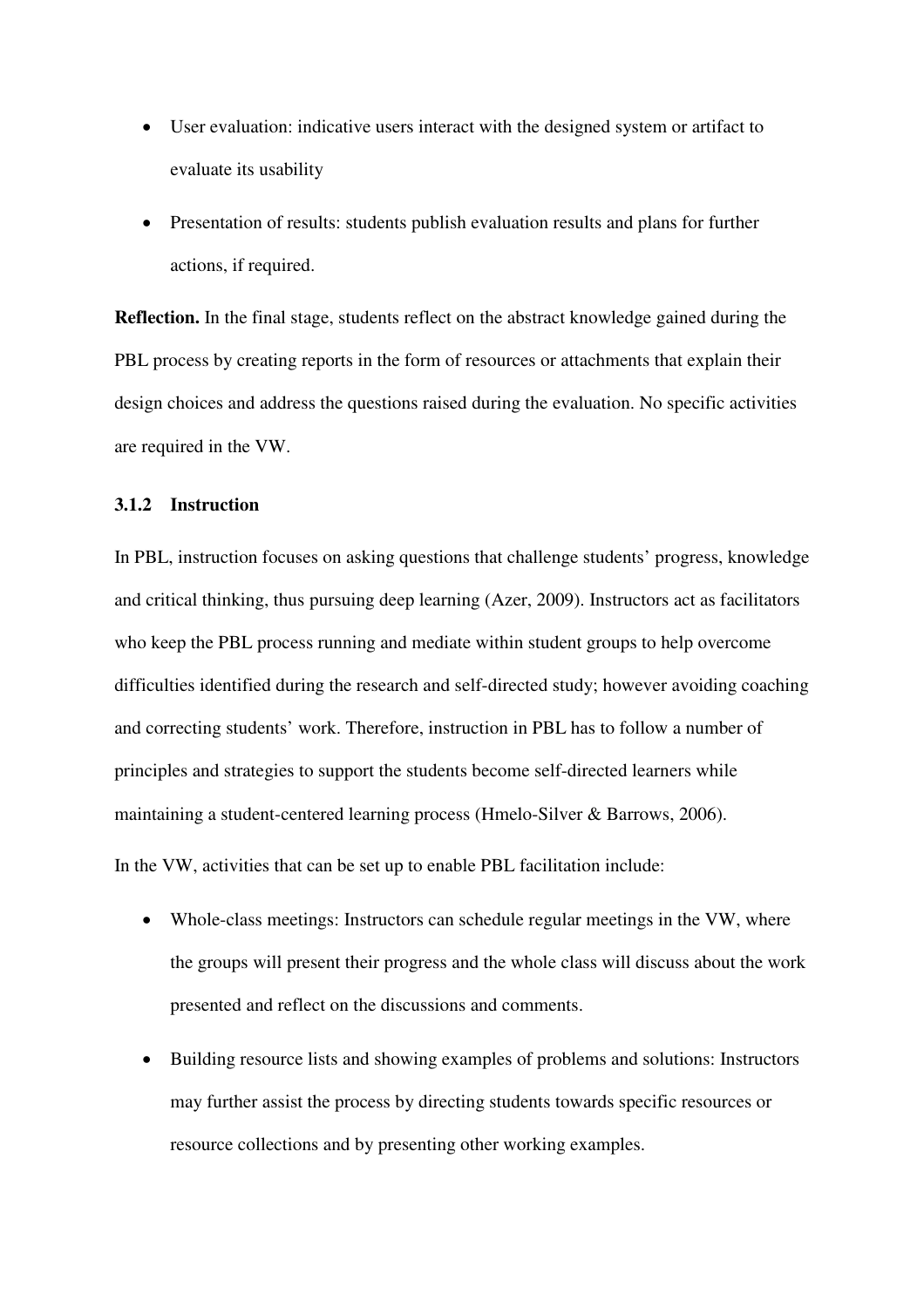- User evaluation: indicative users interact with the designed system or artifact to evaluate its usability
- Presentation of results: students publish evaluation results and plans for further actions, if required.

**Reflection.** In the final stage, students reflect on the abstract knowledge gained during the PBL process by creating reports in the form of resources or attachments that explain their design choices and address the questions raised during the evaluation. No specific activities are required in the VW.

### 3.1.2 Instruction

In PBL, instruction focuses on asking questions that challenge students' progress, knowledge and critical thinking, thus pursuing deep learning (Azer, 2009). Instructors act as facilitators who keep the PBL process running and mediate within student groups to help overcome difficulties identified during the research and self-directed study; however avoiding coaching and correcting students' work. Therefore, instruction in PBL has to follow a number of principles and strategies to support the students become self-directed learners while maintaining a student-centered learning process (Hmelo-Silver & Barrows, 2006).

In the VW, activities that can be set up to enable PBL facilitation include:

- Whole-class meetings: Instructors can schedule regular meetings in the VW, where the groups will present their progress and the whole class will discuss about the work presented and reflect on the discussions and comments.
- Building resource lists and showing examples of problems and solutions: Instructors may further assist the process by directing students towards specific resources or resource collections and by presenting other working examples.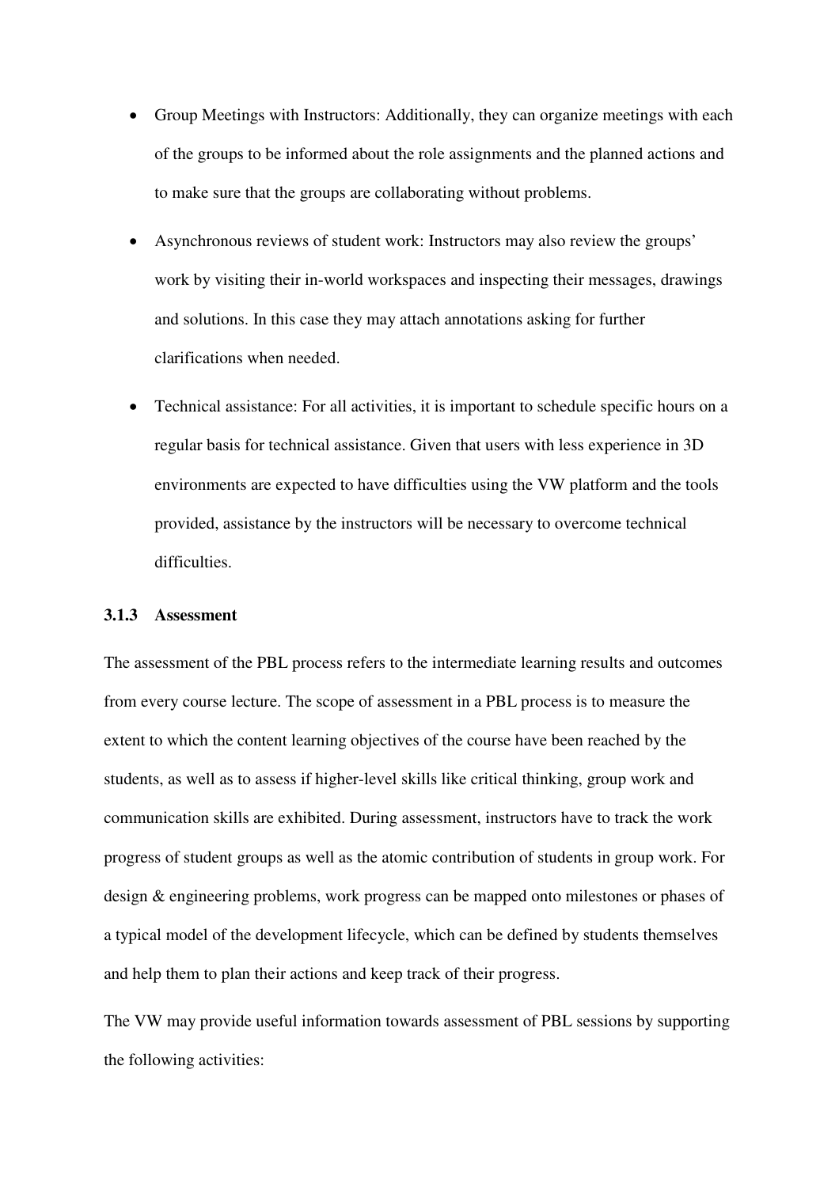- Group Meetings with Instructors: Additionally, they can organize meetings with each of the groups to be informed about the role assignments and the planned actions and to make sure that the groups are collaborating without problems.
- Asynchronous reviews of student work: Instructors may also review the groups' work by visiting their in-world workspaces and inspecting their messages, drawings and solutions. In this case they may attach annotations asking for further clarifications when needed.
- Technical assistance: For all activities, it is important to schedule specific hours on a regular basis for technical assistance. Given that users with less experience in 3D environments are expected to have difficulties using the VW platform and the tools provided, assistance by the instructors will be necessary to overcome technical difficulties.

### 3.1.3 Assessment

The assessment of the PBL process refers to the intermediate learning results and outcomes from every course lecture. The scope of assessment in a PBL process is to measure the extent to which the content learning objectives of the course have been reached by the students, as well as to assess if higher-level skills like critical thinking, group work and communication skills are exhibited. During assessment, instructors have to track the work progress of student groups as well as the atomic contribution of students in group work. For design & engineering problems, work progress can be mapped onto milestones or phases of a typical model of the development lifecycle, which can be defined by students themselves and help them to plan their actions and keep track of their progress.

The VW may provide useful information towards assessment of PBL sessions by supporting the following activities: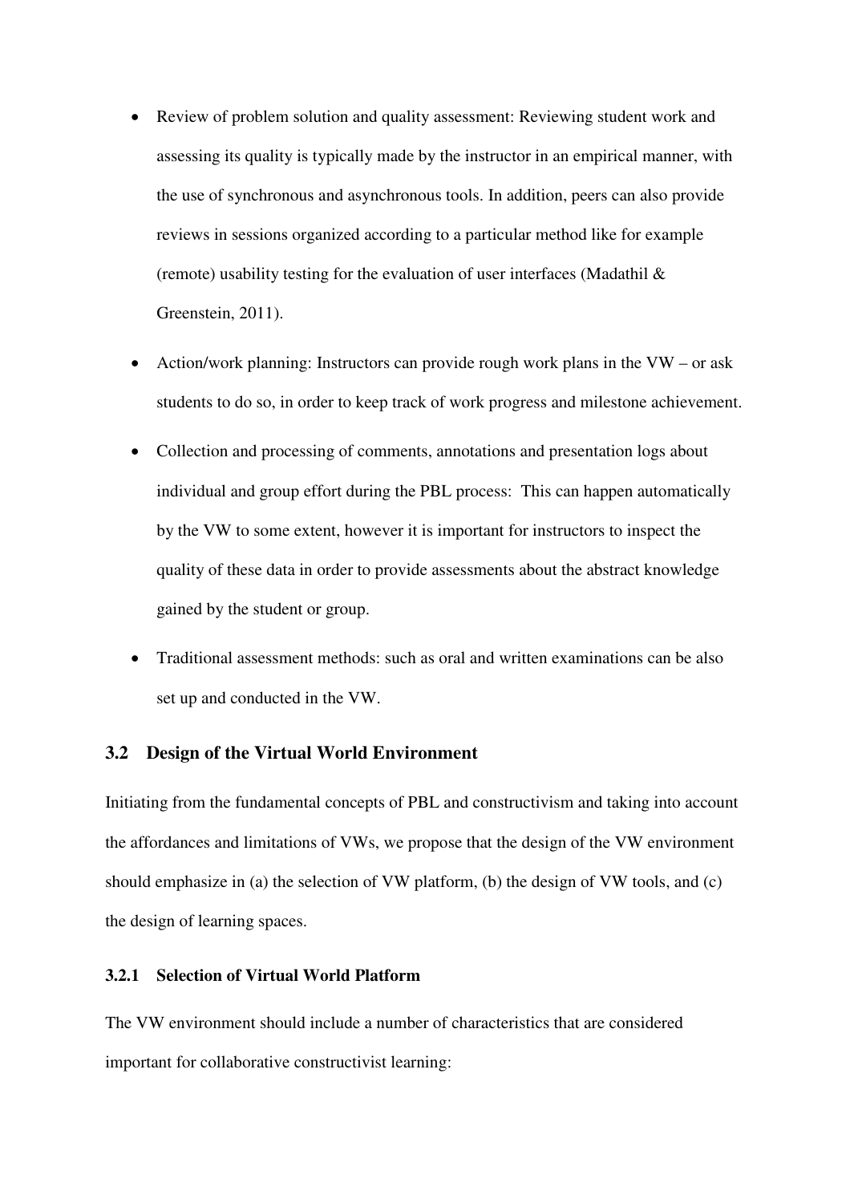- Review of problem solution and quality assessment: Reviewing student work and assessing its quality is typically made by the instructor in an empirical manner, with the use of synchronous and asynchronous tools. In addition, peers can also provide reviews in sessions organized according to a particular method like for example (remote) usability testing for the evaluation of user interfaces (Madathil & Greenstein, 2011).
- Action/work planning: Instructors can provide rough work plans in the VW – or ask students to do so, in order to keep track of work progress and milestone achievement.
- Collection and processing of comments, annotations and presentation logs about individual and group effort during the PBL process: This can happen automatically by the VW to some extent, however it is important for instructors to inspect the quality of these data in order to provide assessments about the abstract knowledge gained by the student or group.
- Traditional assessment methods: such as oral and written examinations can be also set up and conducted in the VW.

### 3.2 Design of the Virtual World Environment

Initiating from the fundamental concepts of PBL and constructivism and taking into account the affordances and limitations of VWs, we propose that the design of the VW environment should emphasize in (a) the selection of VW platform, (b) the design of VW tools, and (c) the design of learning spaces.

#### 3.2.1 Selection of Virtual World Platform

The VW environment should include a number of characteristics that are considered important for collaborative constructivist learning: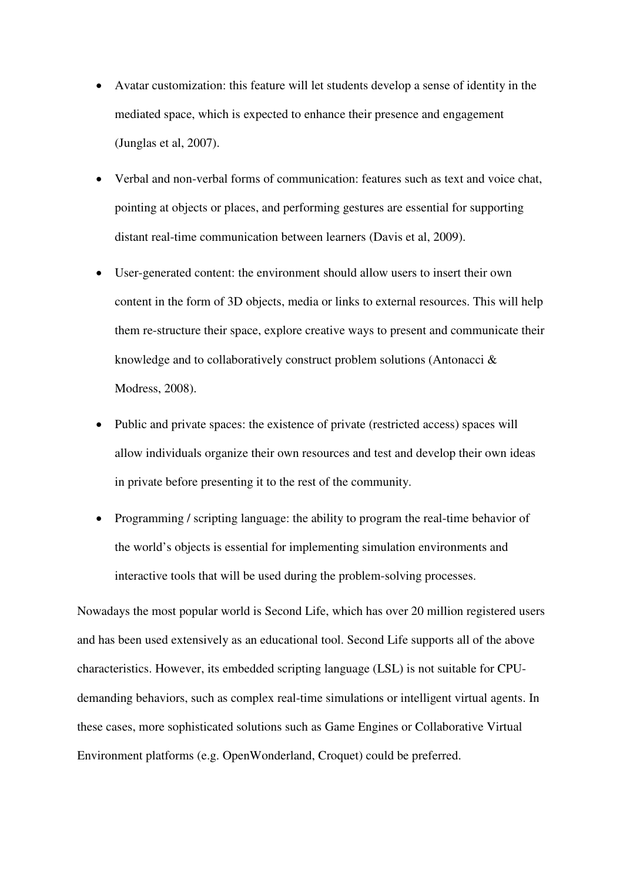- Avatar customization: this feature will let students develop a sense of identity in the mediated space, which is expected to enhance their presence and engagement (Junglas et al, 2007).
- Verbal and non-verbal forms of communication: features such as text and voice chat, pointing at objects or places, and performing gestures are essential for supporting distant real-time communication between learners (Davis et al, 2009).
- User-generated content: the environment should allow users to insert their own content in the form of 3D objects, media or links to external resources. This will help them re-structure their space, explore creative ways to present and communicate their knowledge and to collaboratively construct problem solutions (Antonacci & Modress, 2008).
- Public and private spaces: the existence of private (restricted access) spaces will allow individuals organize their own resources and test and develop their own ideas in private before presenting it to the rest of the community.
- Programming / scripting language: the ability to program the real-time behavior of the world's objects is essential for implementing simulation environments and interactive tools that will be used during the problem-solving processes.

Nowadays the most popular world is Second Life, which has over 20 million registered users and has been used extensively as an educational tool. Second Life supports all of the above characteristics. However, its embedded scripting language (LSL) is not suitable for CPU-demanding behaviors, such as complex real-time simulations or intelligent virtual agents. In these cases, more sophisticated solutions such as Game Engines or Collaborative Virtual Environment platforms (e.g. OpenWonderland, Croquet) could be preferred.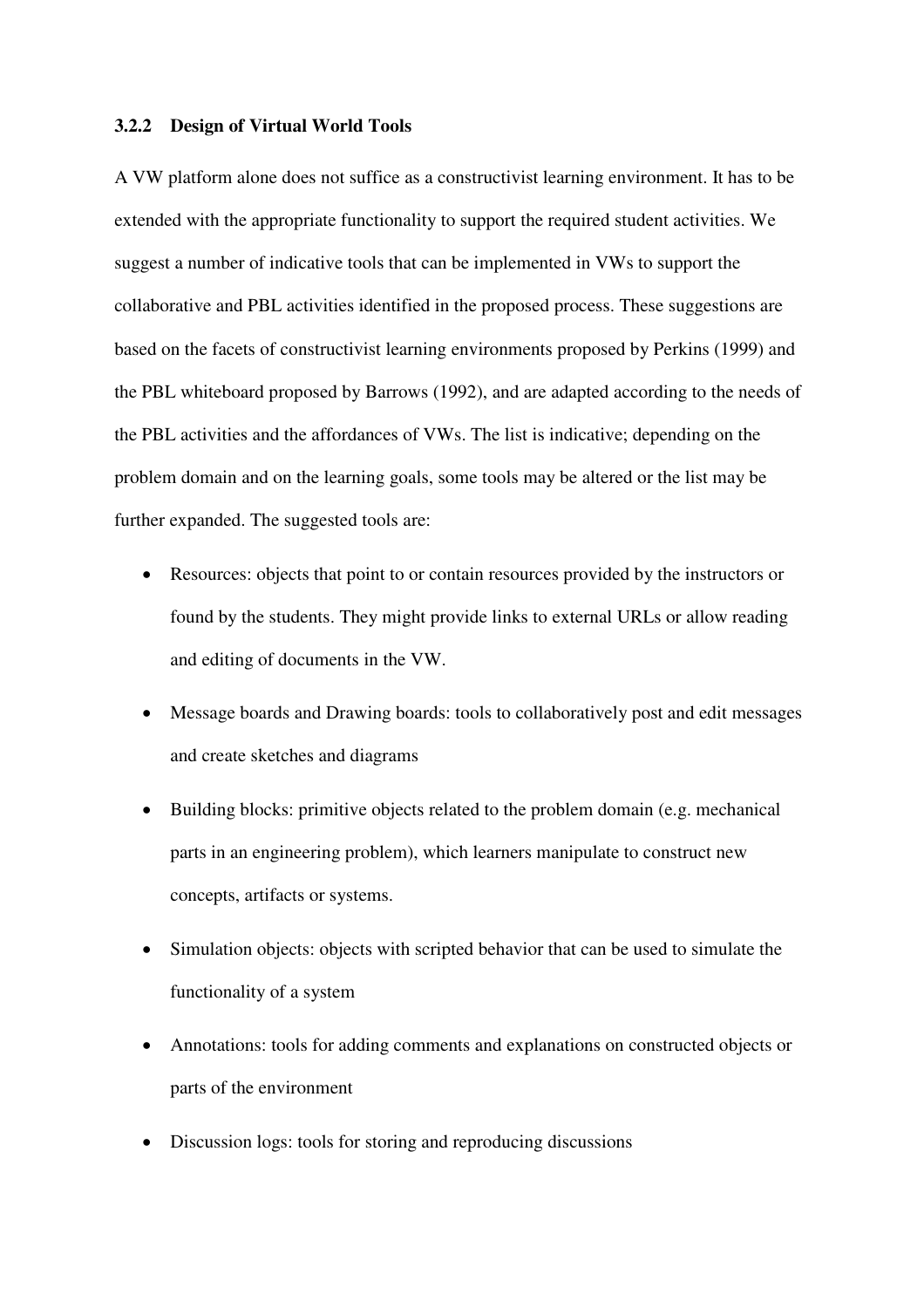### 3.2.2 Design of Virtual World Tools

A VW platform alone does not suffice as a constructivist learning environment. It has to be extended with the appropriate functionality to support the required student activities. We suggest a number of indicative tools that can be implemented in VWs to support the collaborative and PBL activities identified in the proposed process. These suggestions are based on the facets of constructivist learning environments proposed by Perkins (1999) and the PBL whiteboard proposed by Barrows (1992), and are adapted according to the needs of the PBL activities and the affordances of VWs. The list is indicative; depending on the problem domain and on the learning goals, some tools may be altered or the list may be further expanded. The suggested tools are:

- Resources: objects that point to or contain resources provided by the instructors or found by the students. They might provide links to external URLs or allow reading and editing of documents in the VW.
- Message boards and Drawing boards: tools to collaboratively post and edit messages and create sketches and diagrams
- Building blocks: primitive objects related to the problem domain (e.g. mechanical parts in an engineering problem), which learners manipulate to construct new concepts, artifacts or systems.
- Simulation objects: objects with scripted behavior that can be used to simulate the functionality of a system
- Annotations: tools for adding comments and explanations on constructed objects or parts of the environment
- Discussion logs: tools for storing and reproducing discussions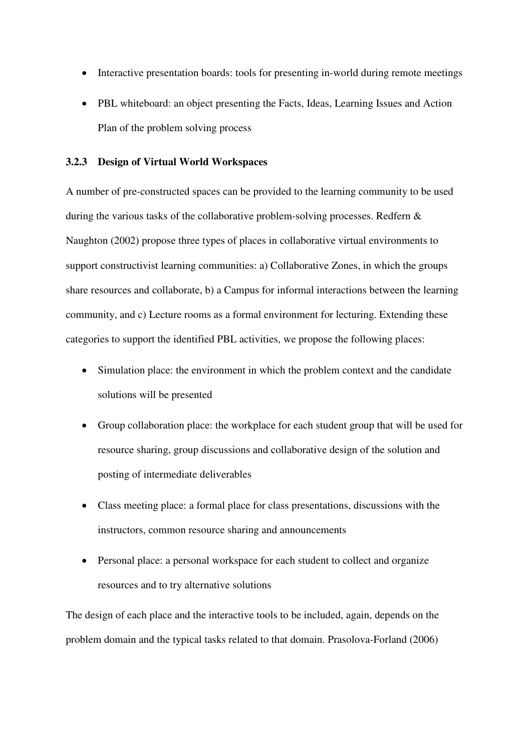- Interactive presentation boards: tools for presenting in-world during remote meetings
- PBL whiteboard: an object presenting the Facts, Ideas, Learning Issues and Action Plan of the problem solving process

### 3.2.3 Design of Virtual World Workspaces

A number of pre-constructed spaces can be provided to the learning community to be used during the various tasks of the collaborative problem-solving processes. Redfern & Naughton (2002) propose three types of places in collaborative virtual environments to support constructivist learning communities: a) Collaborative Zones, in which the groups share resources and collaborate, b) a Campus for informal interactions between the learning community, and c) Lecture rooms as a formal environment for lecturing. Extending these categories to support the identified PBL activities, we propose the following places:

- Simulation place: the environment in which the problem context and the candidate solutions will be presented
- Group collaboration place: the workplace for each student group that will be used for resource sharing, group discussions and collaborative design of the solution and posting of intermediate deliverables
- Class meeting place: a formal place for class presentations, discussions with the instructors, common resource sharing and announcements
- Personal place: a personal workspace for each student to collect and organize resources and to try alternative solutions

The design of each place and the interactive tools to be included, again, depends on the problem domain and the typical tasks related to that domain. Prasolova-Forland (2006)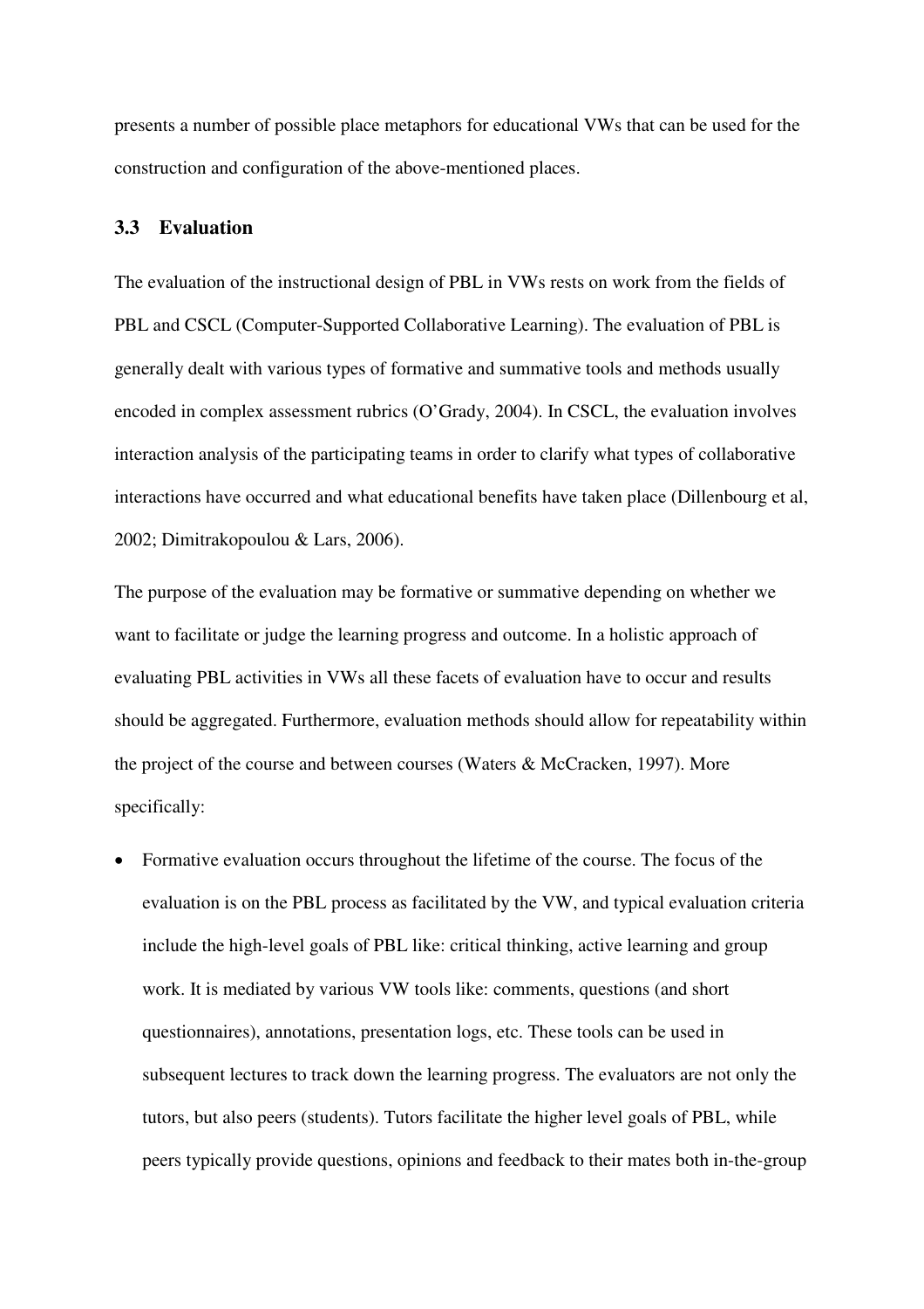presents a number of possible place metaphors for educational VWs that can be used for the construction and configuration of the above-mentioned places.

### 3.3 Evaluation

The evaluation of the instructional design of PBL in VWs rests on work from the fields of PBL and CSCL (Computer-Supported Collaborative Learning). The evaluation of PBL is generally dealt with various types of formative and summative tools and methods usually encoded in complex assessment rubrics (O'Grady, 2004). In CSCL, the evaluation involves interaction analysis of the participating teams in order to clarify what types of collaborative interactions have occurred and what educational benefits have taken place (Dillenbourg et al, 2002; Dimitrakopoulou & Lars, 2006).

The purpose of the evaluation may be formative or summative depending on whether we want to facilitate or judge the learning progress and outcome. In a holistic approach of evaluating PBL activities in VWs all these facets of evaluation have to occur and results should be aggregated. Furthermore, evaluation methods should allow for repeatability within the project of the course and between courses (Waters & McCracken, 1997). More specifically:

- Formative evaluation occurs throughout the lifetime of the course. The focus of the evaluation is on the PBL process as facilitated by the VW, and typical evaluation criteria include the high-level goals of PBL like: critical thinking, active learning and group work. It is mediated by various VW tools like: comments, questions (and short questionnaires), annotations, presentation logs, etc. These tools can be used in subsequent lectures to track down the learning progress. The evaluators are not only the tutors, but also peers (students). Tutors facilitate the higher level goals of PBL, while peers typically provide questions, opinions and feedback to their mates both in-the-group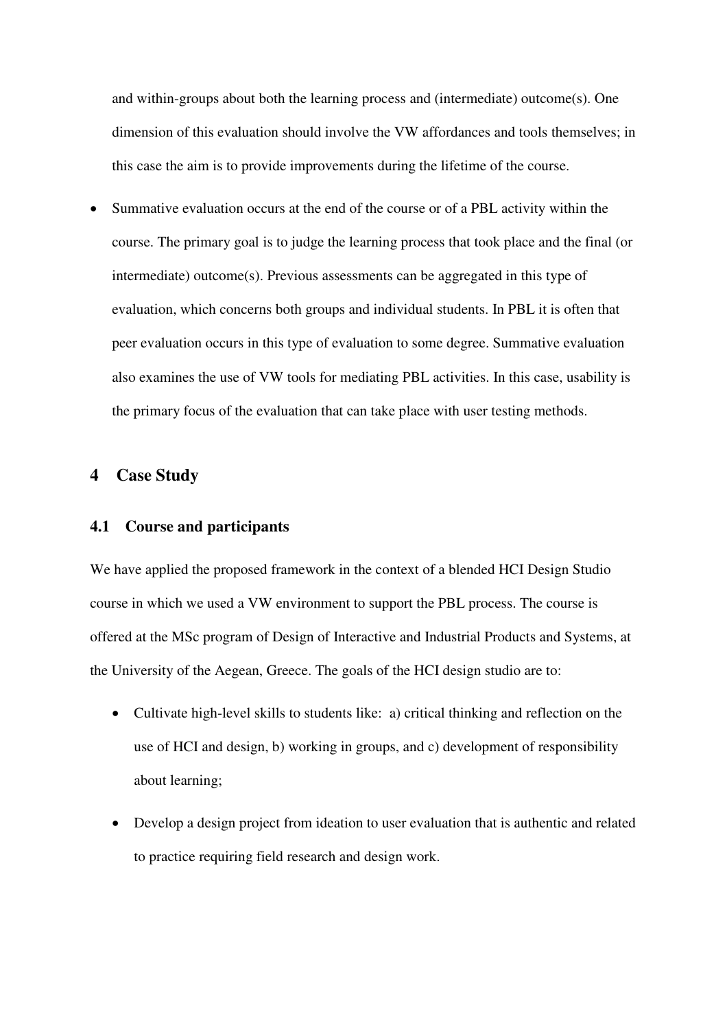and within-groups about both the learning process and (intermediate) outcome(s). One dimension of this evaluation should involve the VW affordances and tools themselves; in this case the aim is to provide improvements during the lifetime of the course.

- Summative evaluation occurs at the end of the course or of a PBL activity within the course. The primary goal is to judge the learning process that took place and the final (or intermediate) outcome(s). Previous assessments can be aggregated in this type of evaluation, which concerns both groups and individual students. In PBL it is often that peer evaluation occurs in this type of evaluation to some degree. Summative evaluation also examines the use of VW tools for mediating PBL activities. In this case, usability is the primary focus of the evaluation that can take place with user testing methods.

# 4 Case Study

## 4.1 Course and participants

We have applied the proposed framework in the context of a blended HCI Design Studio course in which we used a VW environment to support the PBL process. The course is offered at the MSc program of Design of Interactive and Industrial Products and Systems, at the University of the Aegean, Greece. The goals of the HCI design studio are to:

- Cultivate high-level skills to students like: a) critical thinking and reflection on the use of HCI and design, b) working in groups, and c) development of responsibility about learning;
- Develop a design project from ideation to user evaluation that is authentic and related to practice requiring field research and design work.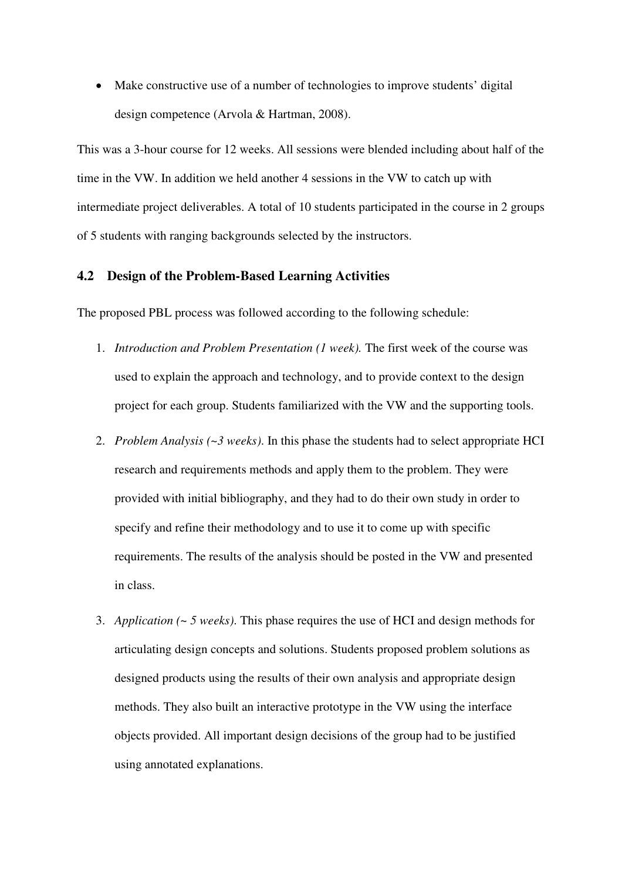- Make constructive use of a number of technologies to improve students' digital design competence (Arvola & Hartman, 2008).

This was a 3-hour course for 12 weeks. All sessions were blended including about half of the time in the VW. In addition we held another 4 sessions in the VW to catch up with intermediate project deliverables. A total of 10 students participated in the course in 2 groups of 5 students with ranging backgrounds selected by the instructors.

### 4.2 Design of the Problem-Based Learning Activities

The proposed PBL process was followed according to the following schedule:

1. *Introduction and Problem Presentation (1 week).* The first week of the course was used to explain the approach and technology, and to provide context to the design project for each group. Students familiarized with the VW and the supporting tools.
2. *Problem Analysis (~3 weeks).* In this phase the students had to select appropriate HCI research and requirements methods and apply them to the problem. They were provided with initial bibliography, and they had to do their own study in order to specify and refine their methodology and to use it to come up with specific requirements. The results of the analysis should be posted in the VW and presented in class.
3. *Application (~ 5 weeks).* This phase requires the use of HCI and design methods for articulating design concepts and solutions. Students proposed problem solutions as designed products using the results of their own analysis and appropriate design methods. They also built an interactive prototype in the VW using the interface objects provided. All important design decisions of the group had to be justified using annotated explanations.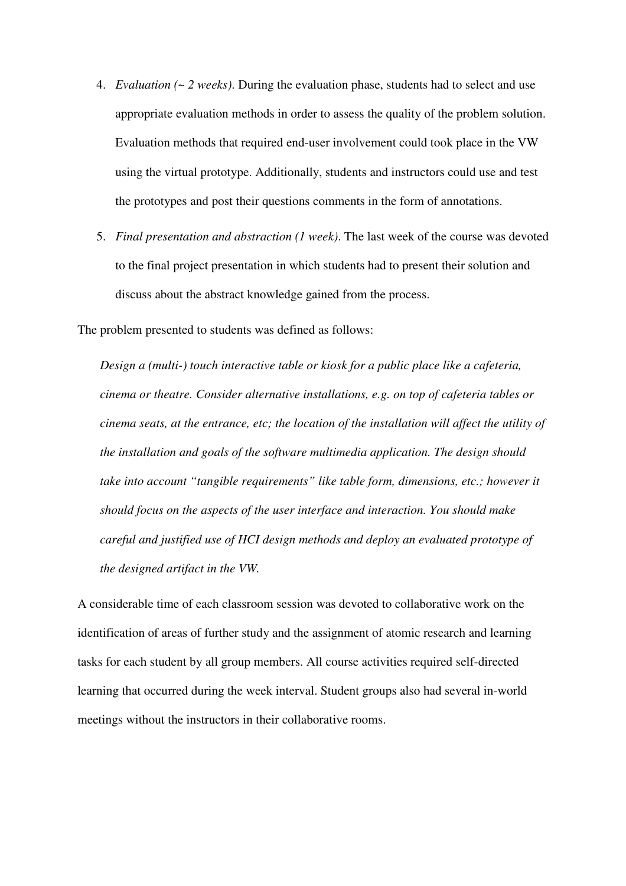4. *Evaluation (~ 2 weeks)*. During the evaluation phase, students had to select and use appropriate evaluation methods in order to assess the quality of the problem solution. Evaluation methods that required end-user involvement could took place in the VW using the virtual prototype. Additionally, students and instructors could use and test the prototypes and post their questions comments in the form of annotations.

5. *Final presentation and abstraction (1 week)*. The last week of the course was devoted to the final project presentation in which students had to present their solution and discuss about the abstract knowledge gained from the process.

The problem presented to students was defined as follows:

> *Design a (multi-) touch interactive table or kiosk for a public place like a cafeteria, cinema or theatre. Consider alternative installations, e.g. on top of cafeteria tables or cinema seats, at the entrance, etc; the location of the installation will affect the utility of the installation and goals of the software multimedia application. The design should take into account "tangible requirements" like table form, dimensions, etc.; however it should focus on the aspects of the user interface and interaction. You should make careful and justified use of HCI design methods and deploy an evaluated prototype of the designed artifact in the VW.*

A considerable time of each classroom session was devoted to collaborative work on the identification of areas of further study and the assignment of atomic research and learning tasks for each student by all group members. All course activities required self-directed learning that occurred during the week interval. Student groups also had several in-world meetings without the instructors in their collaborative rooms.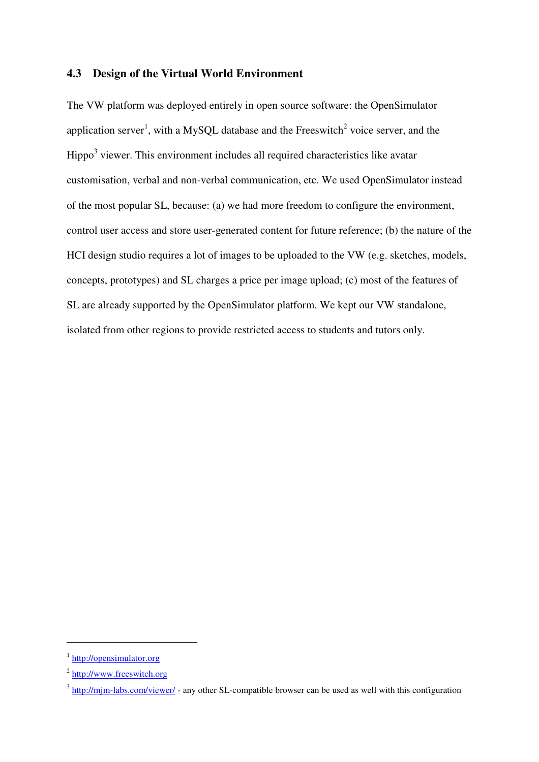### 4.3 Design of the Virtual World Environment

The VW platform was deployed entirely in open source software: the OpenSimulator application server[1], with a MySQL database and the Freeswitch[2] voice server, and the Hippo[3] viewer. This environment includes all required characteristics like avatar customisation, verbal and non-verbal communication, etc. We used OpenSimulator instead of the most popular SL, because: (a) we had more freedom to configure the environment, control user access and store user-generated content for future reference; (b) the nature of the HCI design studio requires a lot of images to be uploaded to the VW (e.g. sketches, models, concepts, prototypes) and SL charges a price per image upload; (c) most of the features of SL are already supported by the OpenSimulator platform. We kept our VW standalone, isolated from other regions to provide restricted access to students and tutors only.

---

[1] http://opensimulator.org

[2] http://www.freeswitch.org

[3] http://mjm-labs.com/viewer/ - any other SL-compatible browser can be used as well with this configuration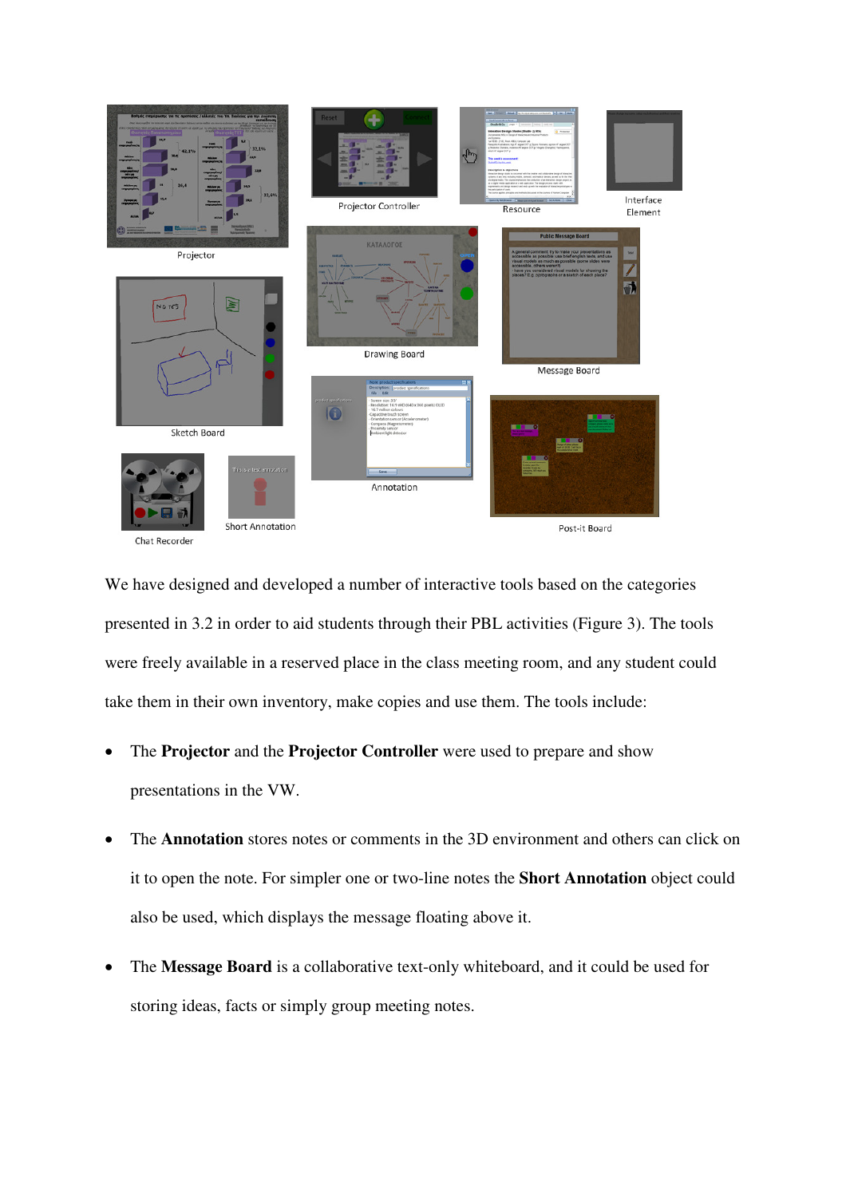Projector

Projector Controller

Resource

Interface Element

Drawing Board

Message Board

Sketch Board

Annotation

Post-it Board

Chat Recorder

Short Annotation

We have designed and developed a number of interactive tools based on the categories presented in 3.2 in order to aid students through their PBL activities (Figure 3). The tools were freely available in a reserved place in the class meeting room, and any student could take them in their own inventory, make copies and use them. The tools include:

- The **Projector** and the **Projector Controller** were used to prepare and show presentations in the VW.
- The **Annotation** stores notes or comments in the 3D environment and others can click on it to open the note. For simpler one or two-line notes the **Short Annotation** object could also be used, which displays the message floating above it.
- The **Message Board** is a collaborative text-only whiteboard, and it could be used for storing ideas, facts or simply group meeting notes.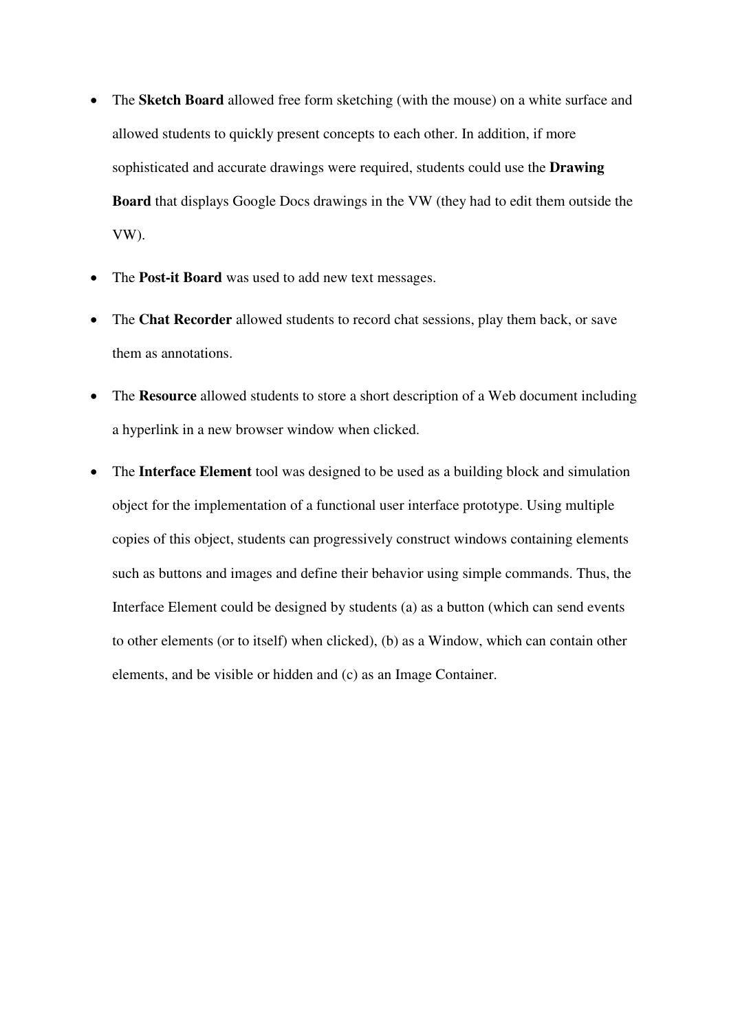- The **Sketch Board** allowed free form sketching (with the mouse) on a white surface and allowed students to quickly present concepts to each other. In addition, if more sophisticated and accurate drawings were required, students could use the **Drawing Board** that displays Google Docs drawings in the VW (they had to edit them outside the VW).
- The **Post-it Board** was used to add new text messages.
- The **Chat Recorder** allowed students to record chat sessions, play them back, or save them as annotations.
- The **Resource** allowed students to store a short description of a Web document including a hyperlink in a new browser window when clicked.
- The **Interface Element** tool was designed to be used as a building block and simulation object for the implementation of a functional user interface prototype. Using multiple copies of this object, students can progressively construct windows containing elements such as buttons and images and define their behavior using simple commands. Thus, the Interface Element could be designed by students (a) as a button (which can send events to other elements (or to itself) when clicked), (b) as a Window, which can contain other elements, and be visible or hidden and (c) as an Image Container.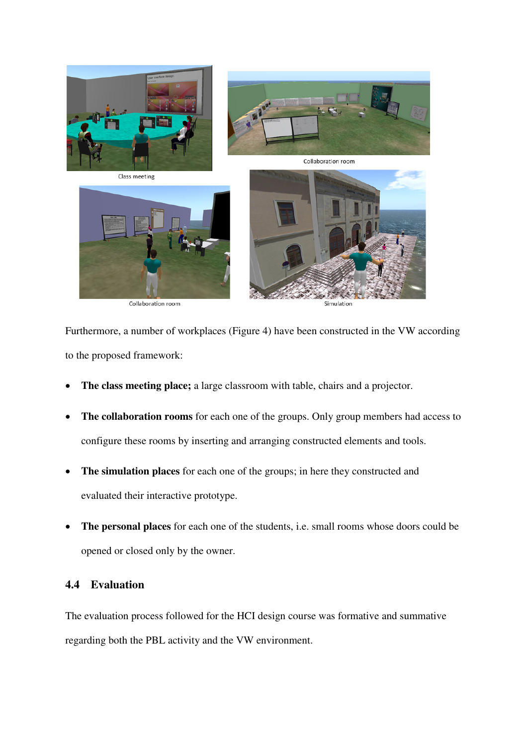Class meeting

Collaboration room

Collaboration room

Simulation

Furthermore, a number of workplaces (Figure 4) have been constructed in the VW according to the proposed framework:

- **The class meeting place;** a large classroom with table, chairs and a projector.
- **The collaboration rooms** for each one of the groups. Only group members had access to configure these rooms by inserting and arranging constructed elements and tools.
- **The simulation places** for each one of the groups; in here they constructed and evaluated their interactive prototype.
- **The personal places** for each one of the students, i.e. small rooms whose doors could be opened or closed only by the owner.

### 4.4 Evaluation

The evaluation process followed for the HCI design course was formative and summative regarding both the PBL activity and the VW environment.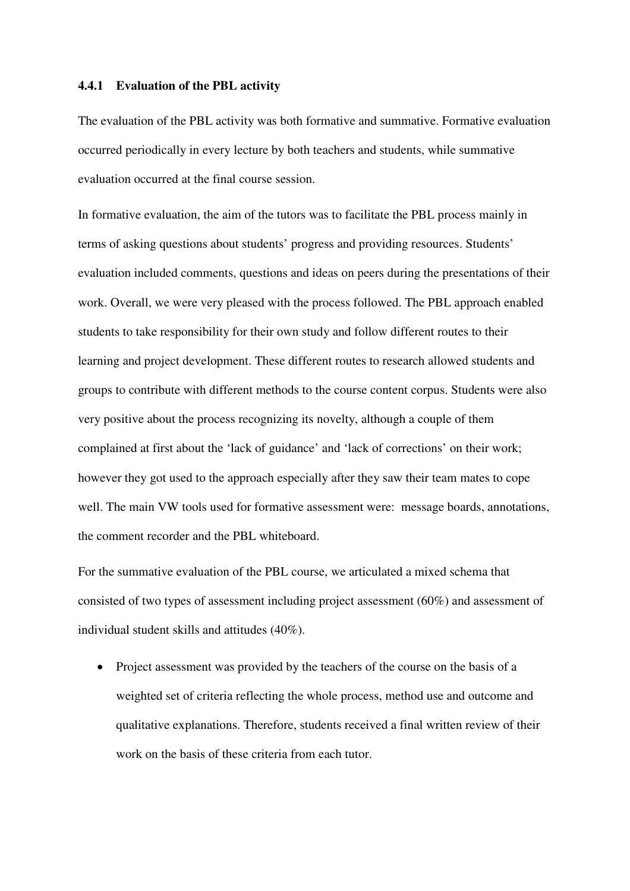### 4.4.1 Evaluation of the PBL activity

The evaluation of the PBL activity was both formative and summative. Formative evaluation occurred periodically in every lecture by both teachers and students, while summative evaluation occurred at the final course session.

In formative evaluation, the aim of the tutors was to facilitate the PBL process mainly in terms of asking questions about students' progress and providing resources. Students' evaluation included comments, questions and ideas on peers during the presentations of their work. Overall, we were very pleased with the process followed. The PBL approach enabled students to take responsibility for their own study and follow different routes to their learning and project development. These different routes to research allowed students and groups to contribute with different methods to the course content corpus. Students were also very positive about the process recognizing its novelty, although a couple of them complained at first about the 'lack of guidance' and 'lack of corrections' on their work; however they got used to the approach especially after they saw their team mates to cope well. The main VW tools used for formative assessment were: message boards, annotations, the comment recorder and the PBL whiteboard.

For the summative evaluation of the PBL course, we articulated a mixed schema that consisted of two types of assessment including project assessment (60%) and assessment of individual student skills and attitudes (40%).

- Project assessment was provided by the teachers of the course on the basis of a weighted set of criteria reflecting the whole process, method use and outcome and qualitative explanations. Therefore, students received a final written review of their work on the basis of these criteria from each tutor.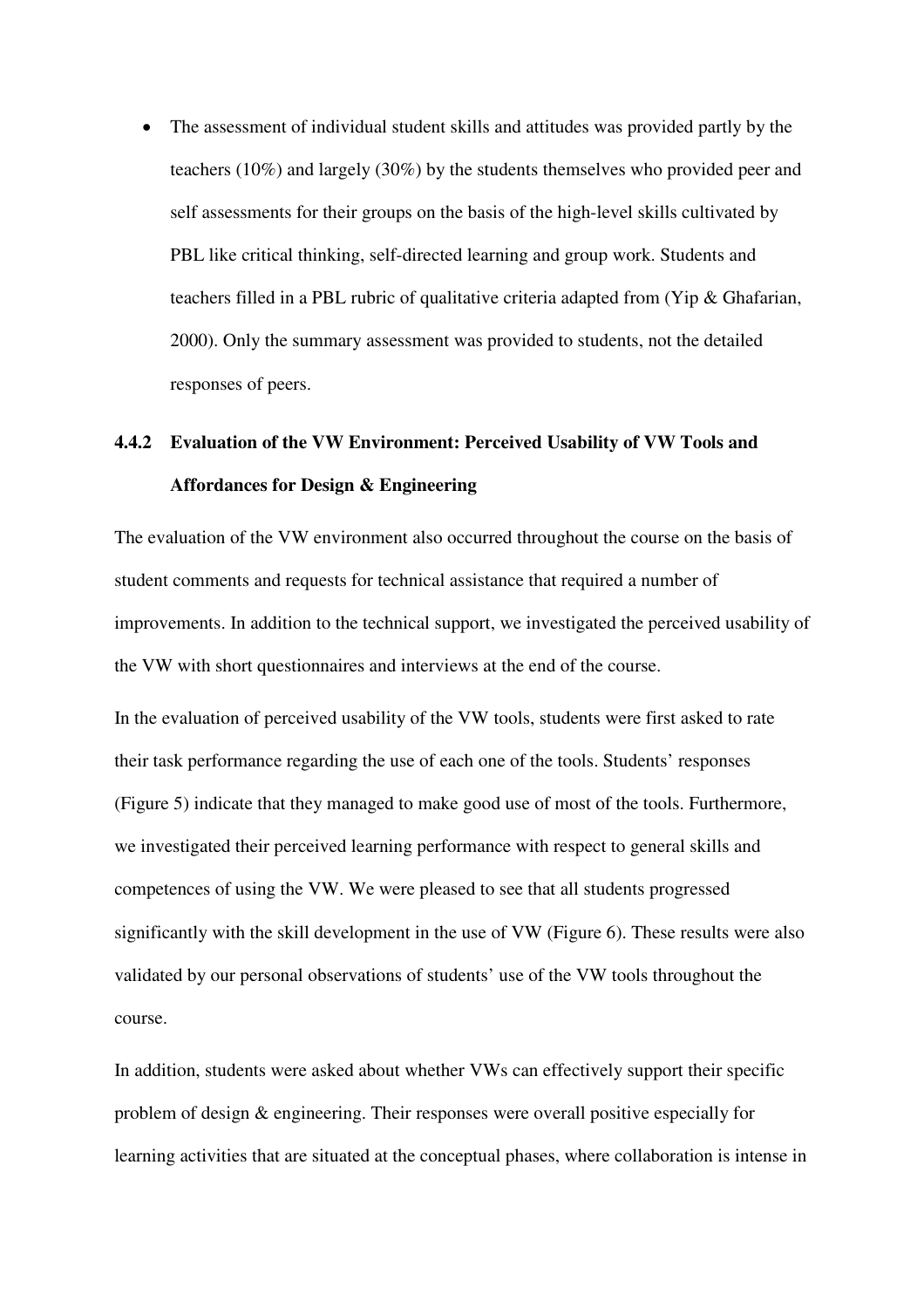- The assessment of individual student skills and attitudes was provided partly by the teachers (10%) and largely (30%) by the students themselves who provided peer and self assessments for their groups on the basis of the high-level skills cultivated by PBL like critical thinking, self-directed learning and group work. Students and teachers filled in a PBL rubric of qualitative criteria adapted from (Yip & Ghafarian, 2000). Only the summary assessment was provided to students, not the detailed responses of peers.

### 4.4.2 Evaluation of the VW Environment: Perceived Usability of VW Tools and Affordances for Design & Engineering

The evaluation of the VW environment also occurred throughout the course on the basis of student comments and requests for technical assistance that required a number of improvements. In addition to the technical support, we investigated the perceived usability of the VW with short questionnaires and interviews at the end of the course.

In the evaluation of perceived usability of the VW tools, students were first asked to rate their task performance regarding the use of each one of the tools. Students' responses (Figure 5) indicate that they managed to make good use of most of the tools. Furthermore, we investigated their perceived learning performance with respect to general skills and competences of using the VW. We were pleased to see that all students progressed significantly with the skill development in the use of VW (Figure 6). These results were also validated by our personal observations of students' use of the VW tools throughout the course.

In addition, students were asked about whether VWs can effectively support their specific problem of design & engineering. Their responses were overall positive especially for learning activities that are situated at the conceptual phases, where collaboration is intense in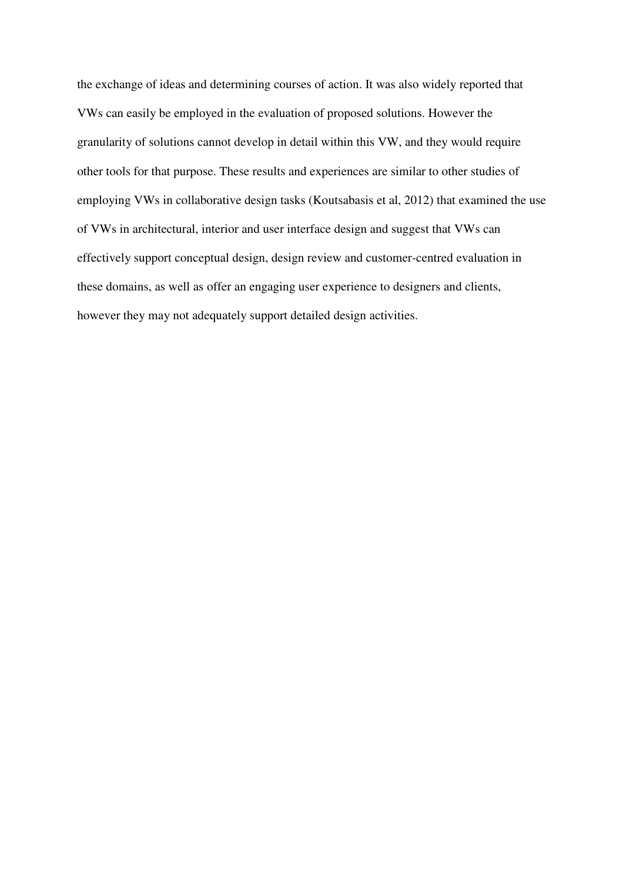the exchange of ideas and determining courses of action. It was also widely reported that VWs can easily be employed in the evaluation of proposed solutions. However the granularity of solutions cannot develop in detail within this VW, and they would require other tools for that purpose. These results and experiences are similar to other studies of employing VWs in collaborative design tasks (Koutsabasis et al, 2012) that examined the use of VWs in architectural, interior and user interface design and suggest that VWs can effectively support conceptual design, design review and customer-centred evaluation in these domains, as well as offer an engaging user experience to designers and clients, however they may not adequately support detailed design activities.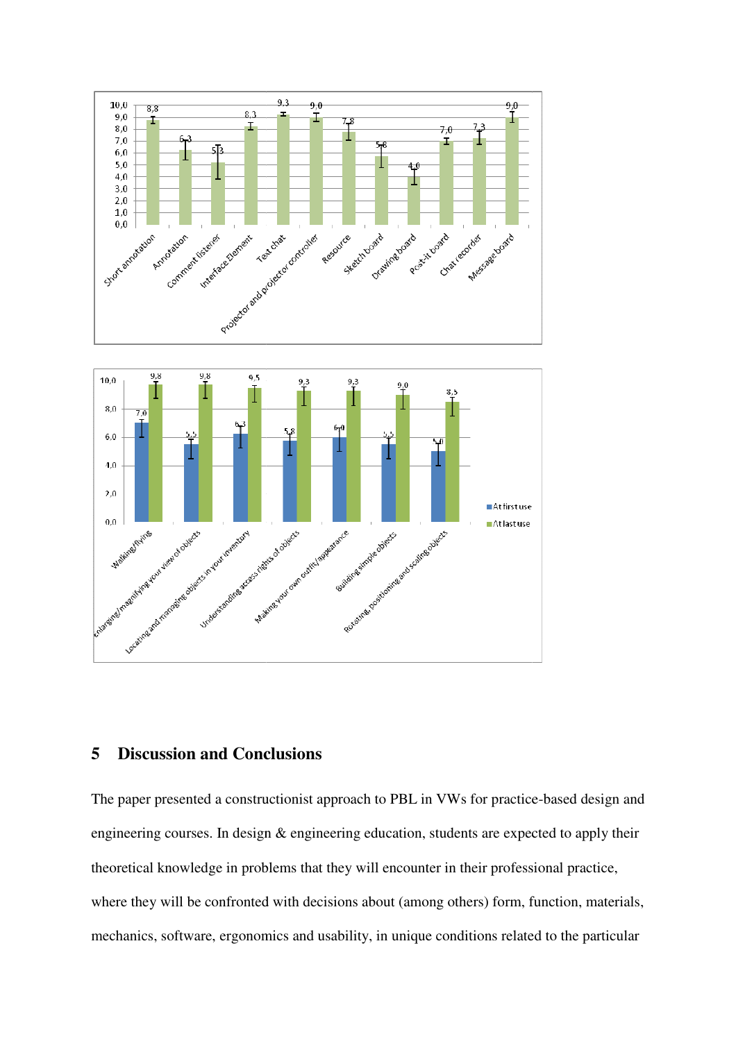10,0
9,0
8,0
7,0
6,0
5,0
4,0
3,0
2,0
1,0
0,0

8,8
6,3
5,3
8,3
9,3
9,0
7,8
5,8
4,0
7,0
7,3
9,0

Short annotation
Annotation
Comment listener
Interface Element
Text chat
Projector and projector controller
Resource
Sketch board
Drawing board
Post-it board
Chat recorder
Message board

10,0
8,0
6,0
4,0
2,0
0,0

7,0
9,8
5,5
9,8
6,3
9,5
5,8
9,3
6,0
9,3
5,5
9,0
5,0
8,5

Walking/flying
Enlarging/magnifying your view of objects
Locating and managing objects in your inventory
Understanding access rights of objects
Making your own outfit/appearance
Building simple objects
Rotating, positioning and scaling objects

At first use
At last use

## 5 Discussion and Conclusions

The paper presented a constructionist approach to PBL in VWs for practice-based design and engineering courses. In design & engineering education, students are expected to apply their theoretical knowledge in problems that they will encounter in their professional practice, where they will be confronted with decisions about (among others) form, function, materials, mechanics, software, ergonomics and usability, in unique conditions related to the particular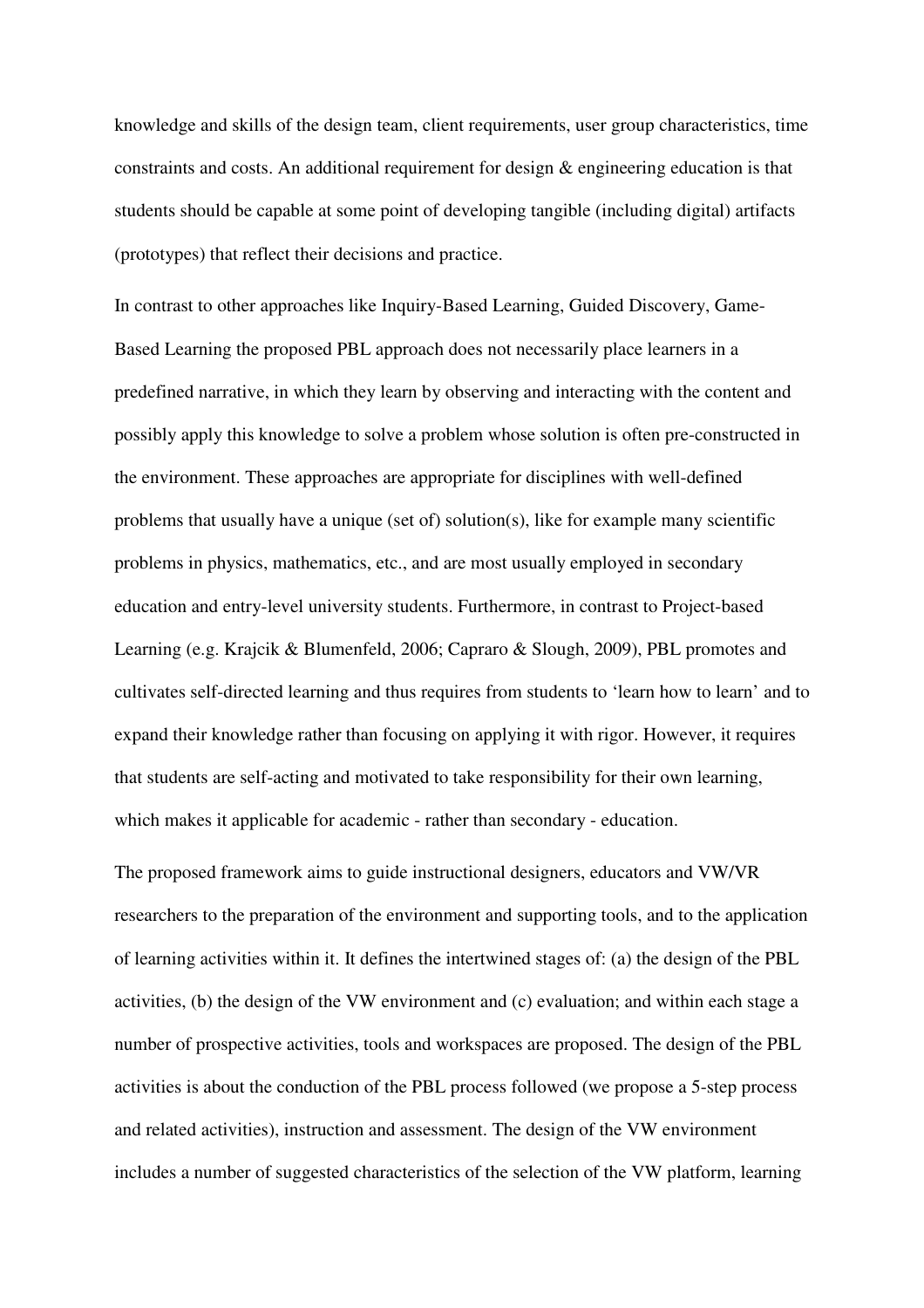knowledge and skills of the design team, client requirements, user group characteristics, time constraints and costs. An additional requirement for design & engineering education is that students should be capable at some point of developing tangible (including digital) artifacts (prototypes) that reflect their decisions and practice.

In contrast to other approaches like Inquiry-Based Learning, Guided Discovery, Game-Based Learning the proposed PBL approach does not necessarily place learners in a predefined narrative, in which they learn by observing and interacting with the content and possibly apply this knowledge to solve a problem whose solution is often pre-constructed in the environment. These approaches are appropriate for disciplines with well-defined problems that usually have a unique (set of) solution(s), like for example many scientific problems in physics, mathematics, etc., and are most usually employed in secondary education and entry-level university students. Furthermore, in contrast to Project-based Learning (e.g. Krajcik & Blumenfeld, 2006; Capraro & Slough, 2009), PBL promotes and cultivates self-directed learning and thus requires from students to 'learn how to learn' and to expand their knowledge rather than focusing on applying it with rigor. However, it requires that students are self-acting and motivated to take responsibility for their own learning, which makes it applicable for academic - rather than secondary - education.

The proposed framework aims to guide instructional designers, educators and VW/VR researchers to the preparation of the environment and supporting tools, and to the application of learning activities within it. It defines the intertwined stages of: (a) the design of the PBL activities, (b) the design of the VW environment and (c) evaluation; and within each stage a number of prospective activities, tools and workspaces are proposed. The design of the PBL activities is about the conduction of the PBL process followed (we propose a 5-step process and related activities), instruction and assessment. The design of the VW environment includes a number of suggested characteristics of the selection of the VW platform, learning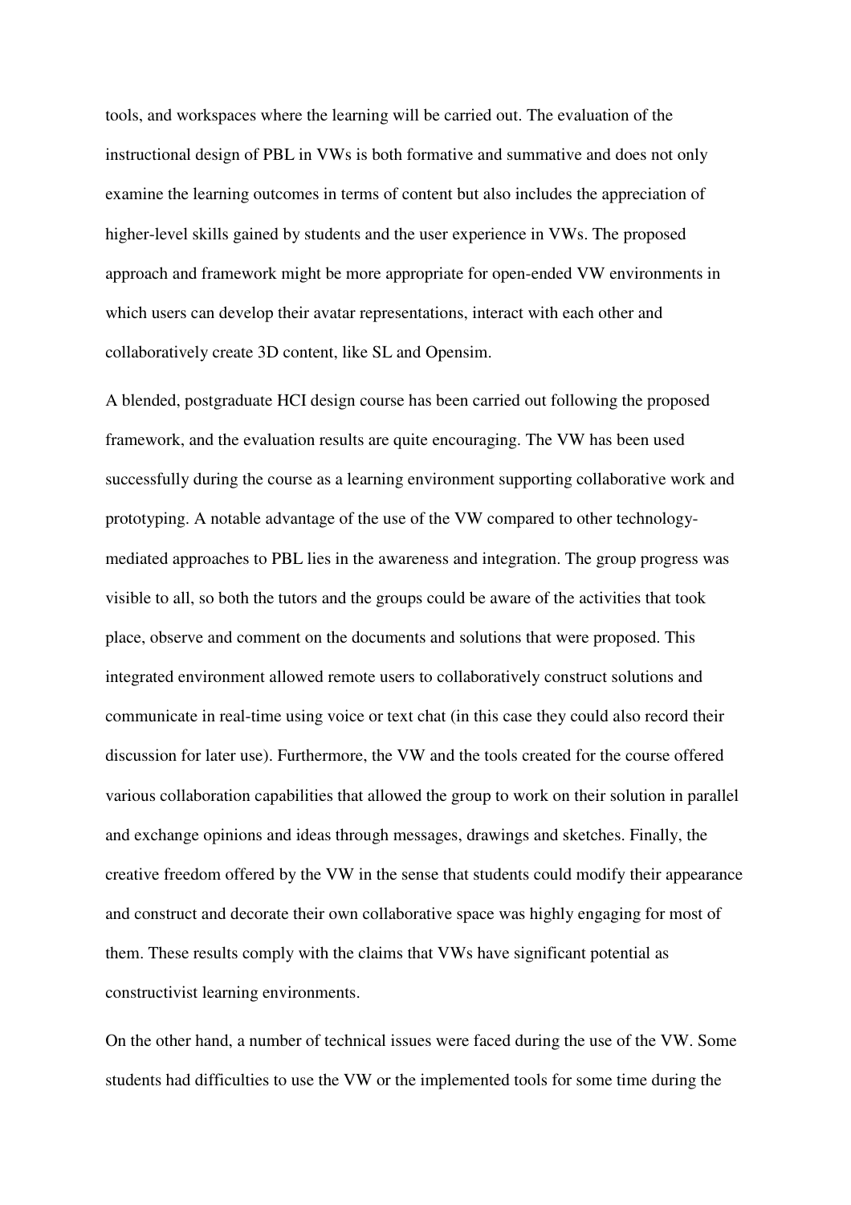tools, and workspaces where the learning will be carried out. The evaluation of the instructional design of PBL in VWs is both formative and summative and does not only examine the learning outcomes in terms of content but also includes the appreciation of higher-level skills gained by students and the user experience in VWs. The proposed approach and framework might be more appropriate for open-ended VW environments in which users can develop their avatar representations, interact with each other and collaboratively create 3D content, like SL and Opensim.

A blended, postgraduate HCI design course has been carried out following the proposed framework, and the evaluation results are quite encouraging. The VW has been used successfully during the course as a learning environment supporting collaborative work and prototyping. A notable advantage of the use of the VW compared to other technology-mediated approaches to PBL lies in the awareness and integration. The group progress was visible to all, so both the tutors and the groups could be aware of the activities that took place, observe and comment on the documents and solutions that were proposed. This integrated environment allowed remote users to collaboratively construct solutions and communicate in real-time using voice or text chat (in this case they could also record their discussion for later use). Furthermore, the VW and the tools created for the course offered various collaboration capabilities that allowed the group to work on their solution in parallel and exchange opinions and ideas through messages, drawings and sketches. Finally, the creative freedom offered by the VW in the sense that students could modify their appearance and construct and decorate their own collaborative space was highly engaging for most of them. These results comply with the claims that VWs have significant potential as constructivist learning environments.

On the other hand, a number of technical issues were faced during the use of the VW. Some students had difficulties to use the VW or the implemented tools for some time during the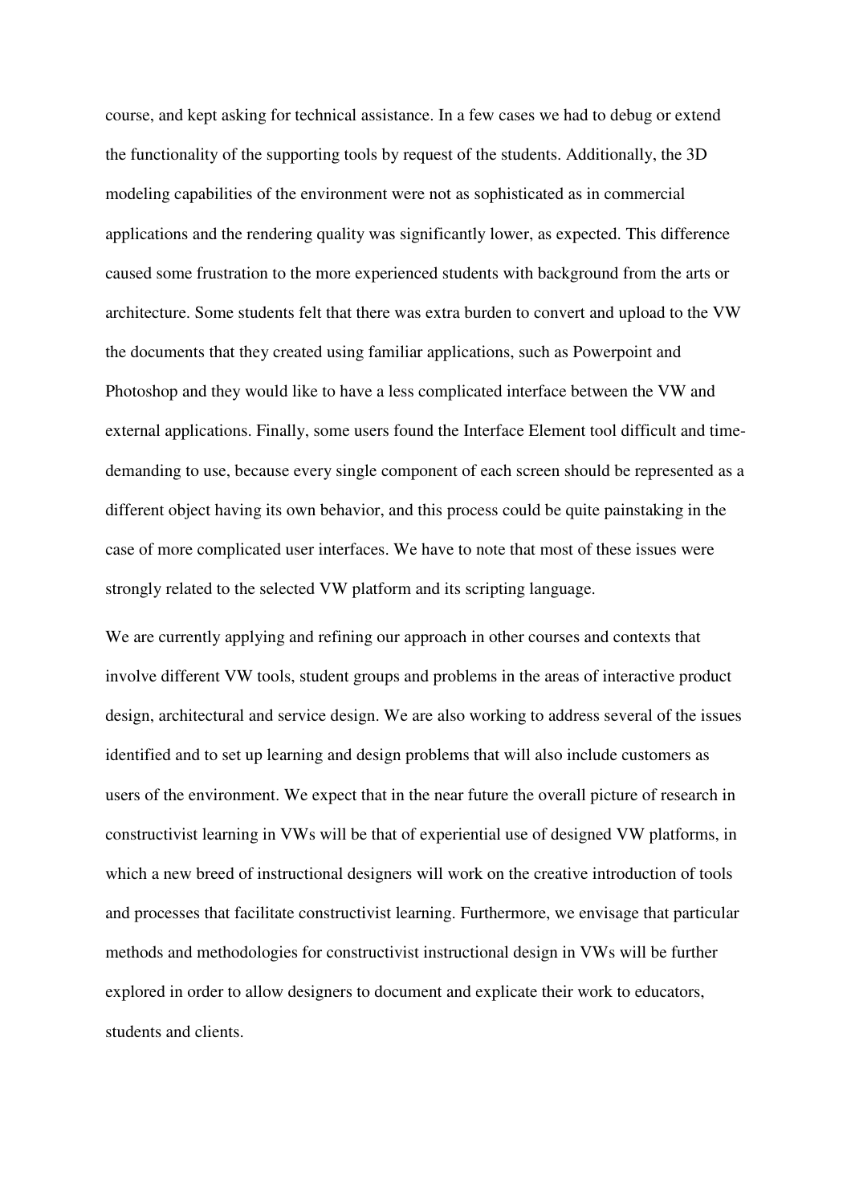course, and kept asking for technical assistance. In a few cases we had to debug or extend the functionality of the supporting tools by request of the students. Additionally, the 3D modeling capabilities of the environment were not as sophisticated as in commercial applications and the rendering quality was significantly lower, as expected. This difference caused some frustration to the more experienced students with background from the arts or architecture. Some students felt that there was extra burden to convert and upload to the VW the documents that they created using familiar applications, such as Powerpoint and Photoshop and they would like to have a less complicated interface between the VW and external applications. Finally, some users found the Interface Element tool difficult and time-demanding to use, because every single component of each screen should be represented as a different object having its own behavior, and this process could be quite painstaking in the case of more complicated user interfaces. We have to note that most of these issues were strongly related to the selected VW platform and its scripting language.

We are currently applying and refining our approach in other courses and contexts that involve different VW tools, student groups and problems in the areas of interactive product design, architectural and service design. We are also working to address several of the issues identified and to set up learning and design problems that will also include customers as users of the environment. We expect that in the near future the overall picture of research in constructivist learning in VWs will be that of experiential use of designed VW platforms, in which a new breed of instructional designers will work on the creative introduction of tools and processes that facilitate constructivist learning. Furthermore, we envisage that particular methods and methodologies for constructivist instructional design in VWs will be further explored in order to allow designers to document and explicate their work to educators, students and clients.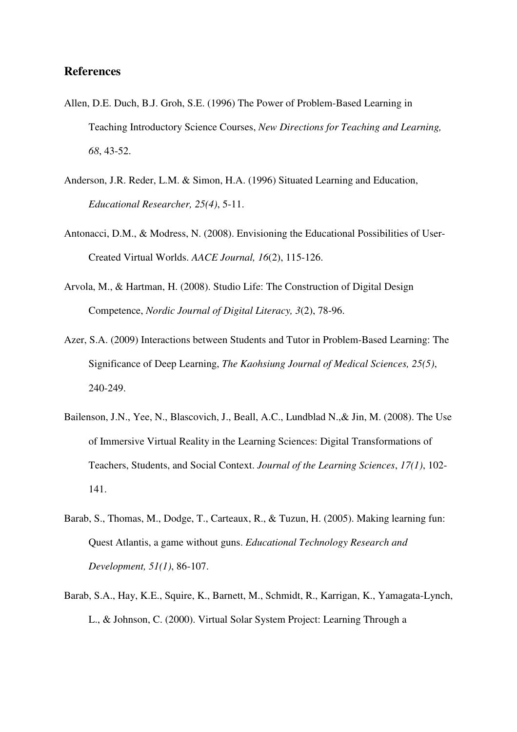## References

Allen, D.E. Duch, B.J. Groh, S.E. (1996) The Power of Problem-Based Learning in Teaching Introductory Science Courses, *New Directions for Teaching and Learning, 68*, 43-52.

Anderson, J.R. Reder, L.M. & Simon, H.A. (1996) Situated Learning and Education, *Educational Researcher, 25(4)*, 5-11.

Antonacci, D.M., & Modress, N. (2008). Envisioning the Educational Possibilities of User-Created Virtual Worlds. *AACE Journal, 16*(2), 115-126.

Arvola, M., & Hartman, H. (2008). Studio Life: The Construction of Digital Design Competence, *Nordic Journal of Digital Literacy, 3*(2), 78-96.

Azer, S.A. (2009) Interactions between Students and Tutor in Problem-Based Learning: The Significance of Deep Learning, *The Kaohsiung Journal of Medical Sciences, 25(5)*, 240-249.

Bailenson, J.N., Yee, N., Blascovich, J., Beall, A.C., Lundblad N.,& Jin, M. (2008). The Use of Immersive Virtual Reality in the Learning Sciences: Digital Transformations of Teachers, Students, and Social Context. *Journal of the Learning Sciences*, *17(1)*, 102-141.

Barab, S., Thomas, M., Dodge, T., Carteaux, R., & Tuzun, H. (2005). Making learning fun: Quest Atlantis, a game without guns. *Educational Technology Research and Development, 51(1)*, 86-107.

Barab, S.A., Hay, K.E., Squire, K., Barnett, M., Schmidt, R., Karrigan, K., Yamagata-Lynch, L., & Johnson, C. (2000). Virtual Solar System Project: Learning Through a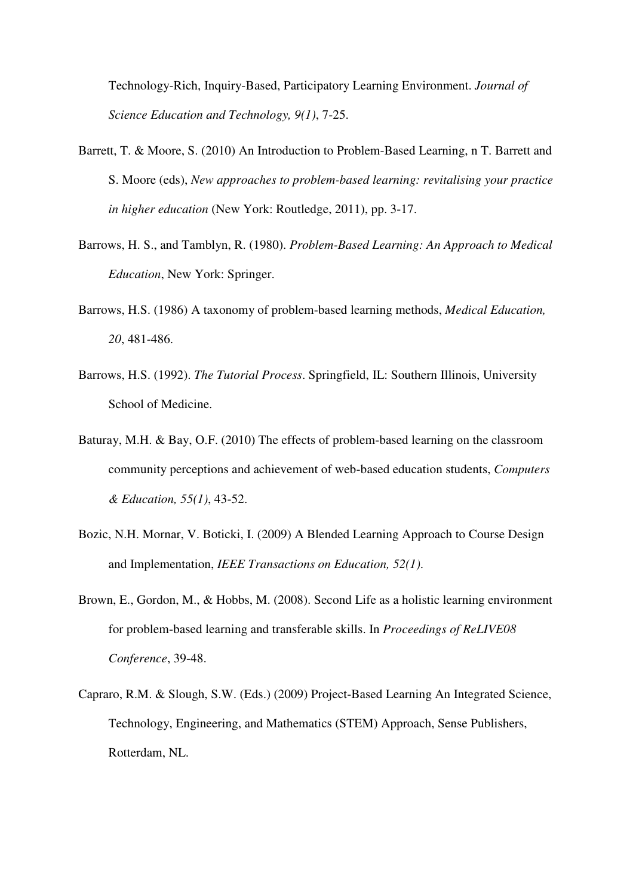Technology-Rich, Inquiry-Based, Participatory Learning Environment. *Journal of Science Education and Technology, 9(1)*, 7-25.

Barrett, T. & Moore, S. (2010) An Introduction to Problem-Based Learning, n T. Barrett and S. Moore (eds), *New approaches to problem-based learning: revitalising your practice in higher education* (New York: Routledge, 2011), pp. 3-17.

Barrows, H. S., and Tamblyn, R. (1980). *Problem-Based Learning: An Approach to Medical Education*, New York: Springer.

Barrows, H.S. (1986) A taxonomy of problem-based learning methods, *Medical Education, 20*, 481-486.

Barrows, H.S. (1992). *The Tutorial Process*. Springfield, IL: Southern Illinois, University School of Medicine.

Baturay, M.H. & Bay, O.F. (2010) The effects of problem-based learning on the classroom community perceptions and achievement of web-based education students, *Computers & Education, 55(1)*, 43-52.

Bozic, N.H. Mornar, V. Boticki, I. (2009) A Blended Learning Approach to Course Design and Implementation, *IEEE Transactions on Education, 52(1).*

Brown, E., Gordon, M., & Hobbs, M. (2008). Second Life as a holistic learning environment for problem-based learning and transferable skills. In *Proceedings of ReLIVE08 Conference*, 39-48.

Capraro, R.M. & Slough, S.W. (Eds.) (2009) Project-Based Learning An Integrated Science, Technology, Engineering, and Mathematics (STEM) Approach, Sense Publishers, Rotterdam, NL.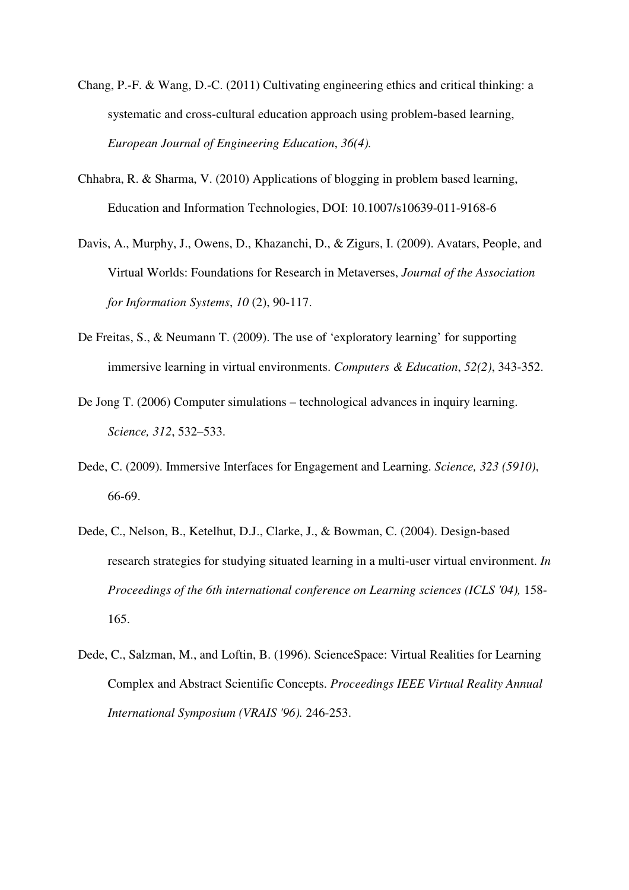Chang, P.-F. & Wang, D.-C. (2011) Cultivating engineering ethics and critical thinking: a systematic and cross-cultural education approach using problem-based learning, *European Journal of Engineering Education*, *36(4).*

Chhabra, R. & Sharma, V. (2010) Applications of blogging in problem based learning, Education and Information Technologies, DOI: 10.1007/s10639-011-9168-6

Davis, A., Murphy, J., Owens, D., Khazanchi, D., & Zigurs, I. (2009). Avatars, People, and Virtual Worlds: Foundations for Research in Metaverses, *Journal of the Association for Information Systems*, *10* (2), 90-117.

De Freitas, S., & Neumann T. (2009). The use of 'exploratory learning' for supporting immersive learning in virtual environments. *Computers & Education*, *52(2)*, 343-352.

De Jong T. (2006) Computer simulations – technological advances in inquiry learning. *Science, 312*, 532–533.

Dede, C. (2009). Immersive Interfaces for Engagement and Learning. *Science, 323 (5910)*, 66-69.

Dede, C., Nelson, B., Ketelhut, D.J., Clarke, J., & Bowman, C. (2004). Design-based research strategies for studying situated learning in a multi-user virtual environment. *In Proceedings of the 6th international conference on Learning sciences (ICLS '04),* 158-165.

Dede, C., Salzman, M., and Loftin, B. (1996). ScienceSpace: Virtual Realities for Learning Complex and Abstract Scientific Concepts. *Proceedings IEEE Virtual Reality Annual International Symposium (VRAIS '96).* 246-253.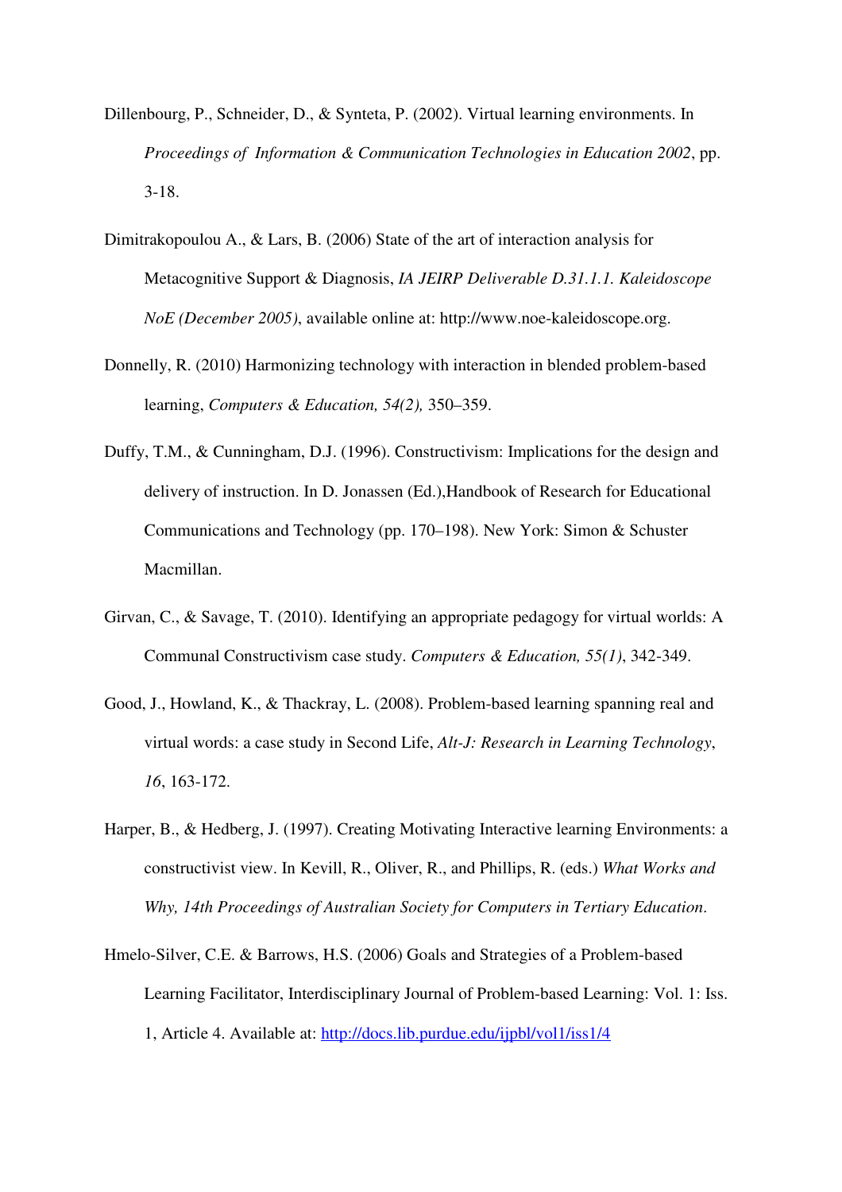Dillenbourg, P., Schneider, D., & Synteta, P. (2002). Virtual learning environments. In *Proceedings of Information & Communication Technologies in Education 2002*, pp. 3-18.

Dimitrakopoulou A., & Lars, B. (2006) State of the art of interaction analysis for Metacognitive Support & Diagnosis, *IA JEIRP Deliverable D.31.1.1. Kaleidoscope NoE (December 2005)*, available online at: http://www.noe-kaleidoscope.org.

Donnelly, R. (2010) Harmonizing technology with interaction in blended problem-based learning, *Computers & Education, 54(2),* 350–359.

Duffy, T.M., & Cunningham, D.J. (1996). Constructivism: Implications for the design and delivery of instruction. In D. Jonassen (Ed.),Handbook of Research for Educational Communications and Technology (pp. 170–198). New York: Simon & Schuster Macmillan.

Girvan, C., & Savage, T. (2010). Identifying an appropriate pedagogy for virtual worlds: A Communal Constructivism case study. *Computers & Education, 55(1)*, 342-349.

Good, J., Howland, K., & Thackray, L. (2008). Problem-based learning spanning real and virtual words: a case study in Second Life, *Alt-J: Research in Learning Technology*, *16*, 163-172.

Harper, B., & Hedberg, J. (1997). Creating Motivating Interactive learning Environments: a constructivist view. In Kevill, R., Oliver, R., and Phillips, R. (eds.) *What Works and Why, 14th Proceedings of Australian Society for Computers in Tertiary Education.*

Hmelo-Silver, C.E. & Barrows, H.S. (2006) Goals and Strategies of a Problem-based Learning Facilitator, Interdisciplinary Journal of Problem-based Learning: Vol. 1: Iss. 1, Article 4. Available at: http://docs.lib.purdue.edu/ijpbl/vol1/iss1/4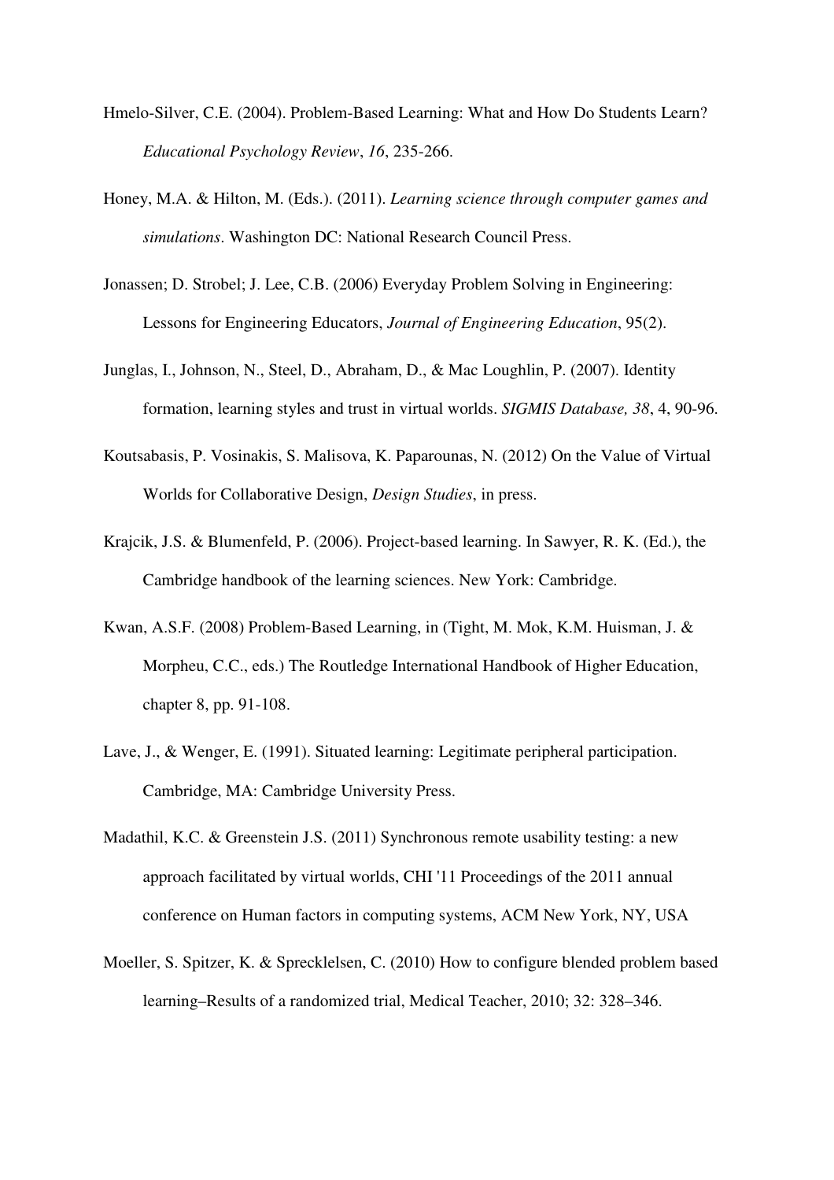Hmelo-Silver, C.E. (2004). Problem-Based Learning: What and How Do Students Learn? *Educational Psychology Review*, *16*, 235-266.

Honey, M.A. & Hilton, M. (Eds.). (2011). *Learning science through computer games and simulations*. Washington DC: National Research Council Press.

Jonassen; D. Strobel; J. Lee, C.B. (2006) Everyday Problem Solving in Engineering: Lessons for Engineering Educators, *Journal of Engineering Education*, 95(2).

Junglas, I., Johnson, N., Steel, D., Abraham, D., & Mac Loughlin, P. (2007). Identity formation, learning styles and trust in virtual worlds. *SIGMIS Database, 38*, 4, 90-96.

Koutsabasis, P. Vosinakis, S. Malisova, K. Paparounas, N. (2012) On the Value of Virtual Worlds for Collaborative Design, *Design Studies*, in press.

Krajcik, J.S. & Blumenfeld, P. (2006). Project-based learning. In Sawyer, R. K. (Ed.), the Cambridge handbook of the learning sciences. New York: Cambridge.

Kwan, A.S.F. (2008) Problem-Based Learning, in (Tight, M. Mok, K.M. Huisman, J. & Morpheu, C.C., eds.) The Routledge International Handbook of Higher Education, chapter 8, pp. 91-108.

Lave, J., & Wenger, E. (1991). Situated learning: Legitimate peripheral participation. Cambridge, MA: Cambridge University Press.

Madathil, K.C. & Greenstein J.S. (2011) Synchronous remote usability testing: a new approach facilitated by virtual worlds, CHI '11 Proceedings of the 2011 annual conference on Human factors in computing systems, ACM New York, NY, USA

Moeller, S. Spitzer, K. & Spreckelsen, C. (2010) How to configure blended problem based learning–Results of a randomized trial, Medical Teacher, 2010; 32: 328–346.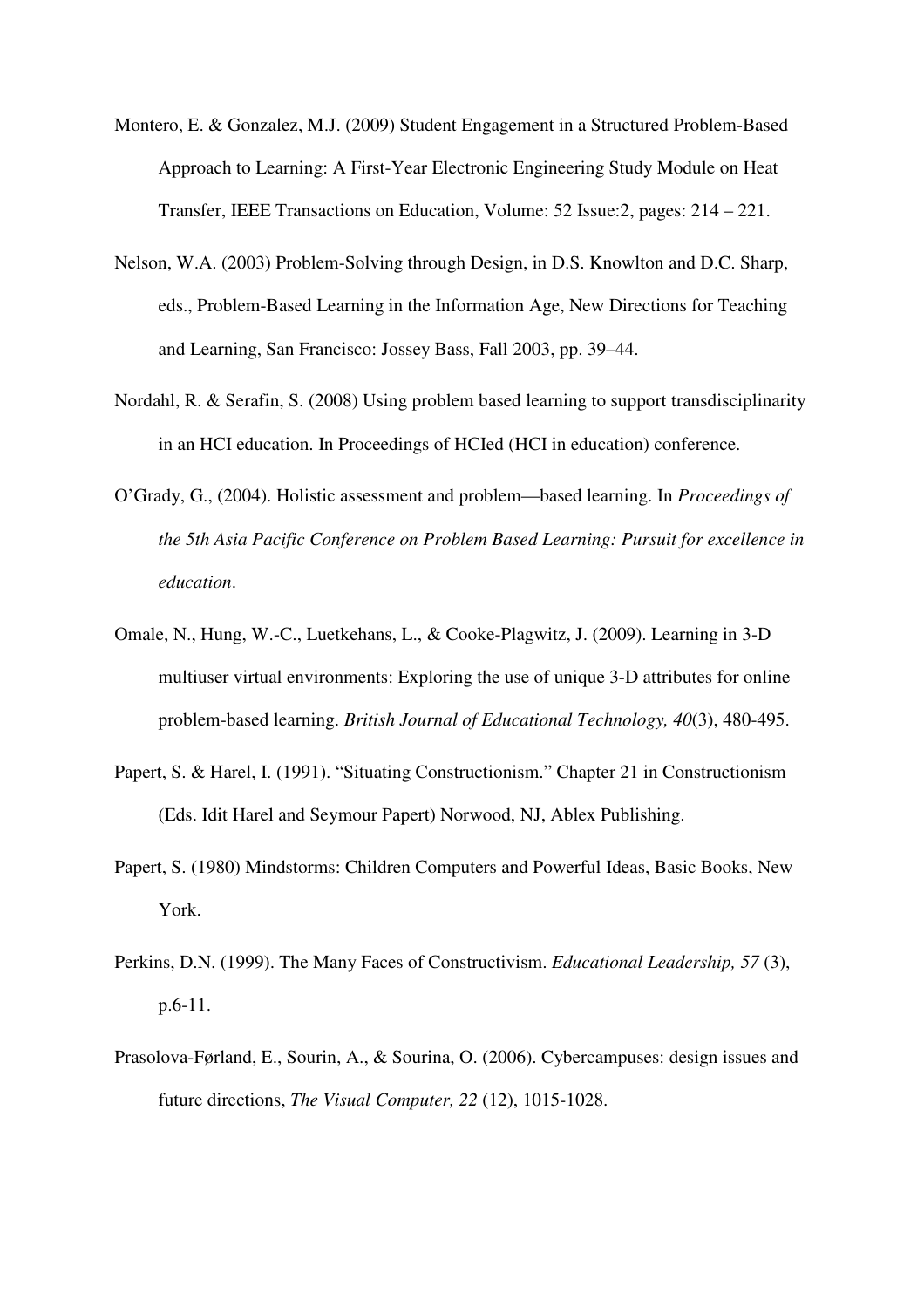Montero, E. & Gonzalez, M.J. (2009) Student Engagement in a Structured Problem-Based Approach to Learning: A First-Year Electronic Engineering Study Module on Heat Transfer, IEEE Transactions on Education, Volume: 52 Issue:2, pages: 214 – 221.

Nelson, W.A. (2003) Problem-Solving through Design, in D.S. Knowlton and D.C. Sharp, eds., Problem-Based Learning in the Information Age, New Directions for Teaching and Learning, San Francisco: Jossey Bass, Fall 2003, pp. 39–44.

Nordahl, R. & Serafin, S. (2008) Using problem based learning to support transdisciplinarity in an HCI education. In Proceedings of HCIed (HCI in education) conference.

O'Grady, G., (2004). Holistic assessment and problem—based learning. In *Proceedings of the 5th Asia Pacific Conference on Problem Based Learning: Pursuit for excellence in education*.

Omale, N., Hung, W.-C., Luetkehans, L., & Cooke-Plagwitz, J. (2009). Learning in 3-D multiuser virtual environments: Exploring the use of unique 3-D attributes for online problem-based learning. *British Journal of Educational Technology, 40*(3), 480-495.

Papert, S. & Harel, I. (1991). "Situating Constructionism." Chapter 21 in Constructionism (Eds. Idit Harel and Seymour Papert) Norwood, NJ, Ablex Publishing.

Papert, S. (1980) Mindstorms: Children Computers and Powerful Ideas, Basic Books, New York.

Perkins, D.N. (1999). The Many Faces of Constructivism. *Educational Leadership, 57* (3), p.6-11.

Prasolova-Førland, E., Sourin, A., & Sourina, O. (2006). Cybercampuses: design issues and future directions, *The Visual Computer, 22* (12), 1015-1028.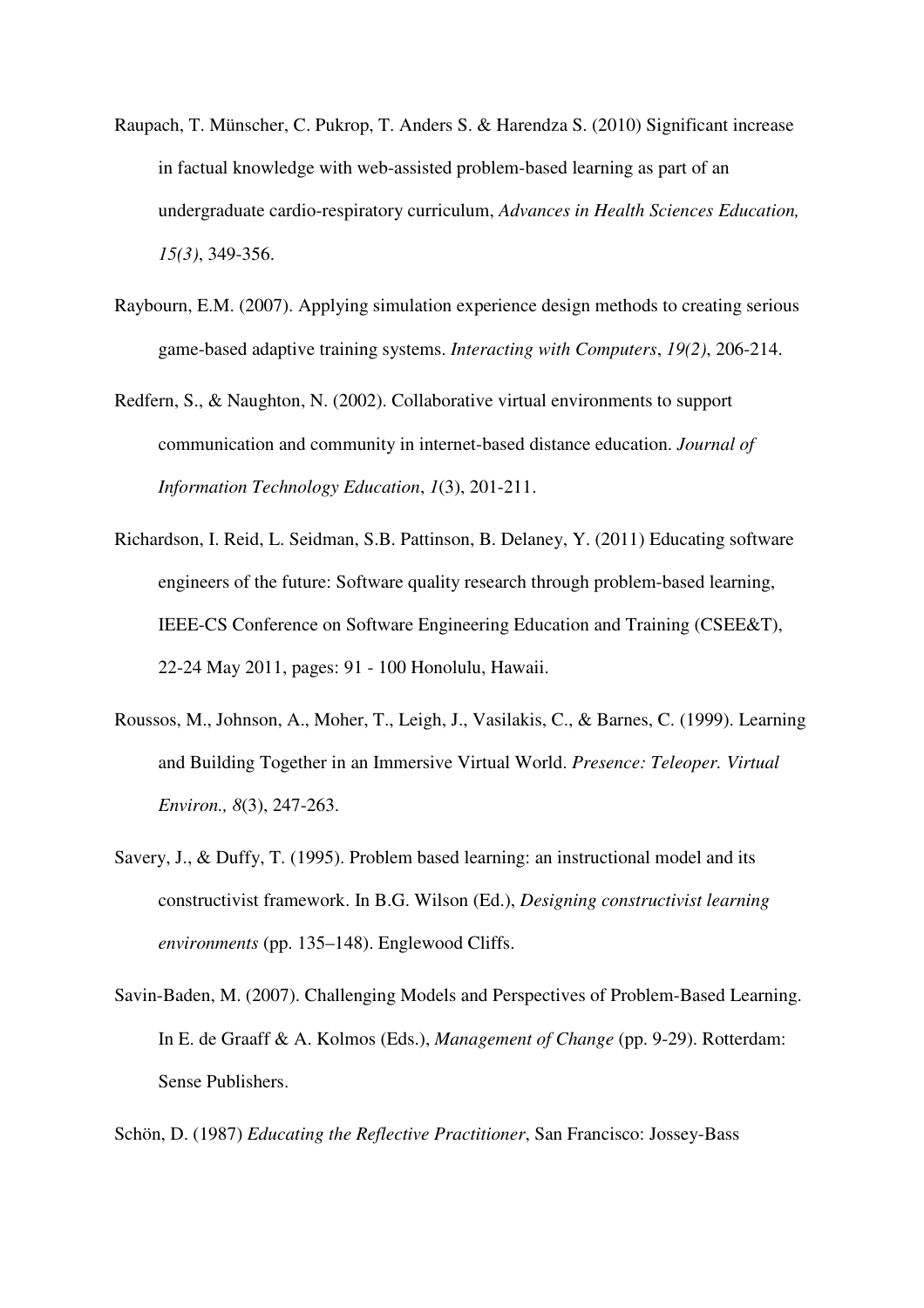Raupach, T. Münscher, C. Pukrop, T. Anders S. & Harendza S. (2010) Significant increase in factual knowledge with web-assisted problem-based learning as part of an undergraduate cardio-respiratory curriculum, *Advances in Health Sciences Education, 15(3)*, 349-356.

Raybourn, E.M. (2007). Applying simulation experience design methods to creating serious game-based adaptive training systems. *Interacting with Computers*, *19(2)*, 206-214.

Redfern, S., & Naughton, N. (2002). Collaborative virtual environments to support communication and community in internet-based distance education. *Journal of Information Technology Education*, *1*(3), 201-211.

Richardson, I. Reid, L. Seidman, S.B. Pattinson, B. Delaney, Y. (2011) Educating software engineers of the future: Software quality research through problem-based learning, IEEE-CS Conference on Software Engineering Education and Training (CSEE&T), 22-24 May 2011, pages: 91 - 100 Honolulu, Hawaii.

Roussos, M., Johnson, A., Moher, T., Leigh, J., Vasilakis, C., & Barnes, C. (1999). Learning and Building Together in an Immersive Virtual World. *Presence: Teleoper. Virtual Environ., 8*(3), 247-263.

Savery, J., & Duffy, T. (1995). Problem based learning: an instructional model and its constructivist framework. In B.G. Wilson (Ed.), *Designing constructivist learning environments* (pp. 135–148). Englewood Cliffs.

Savin-Baden, M. (2007). Challenging Models and Perspectives of Problem-Based Learning. In E. de Graaff & A. Kolmos (Eds.), *Management of Change* (pp. 9-29). Rotterdam: Sense Publishers.

Schön, D. (1987) *Educating the Reflective Practitioner*, San Francisco: Jossey-Bass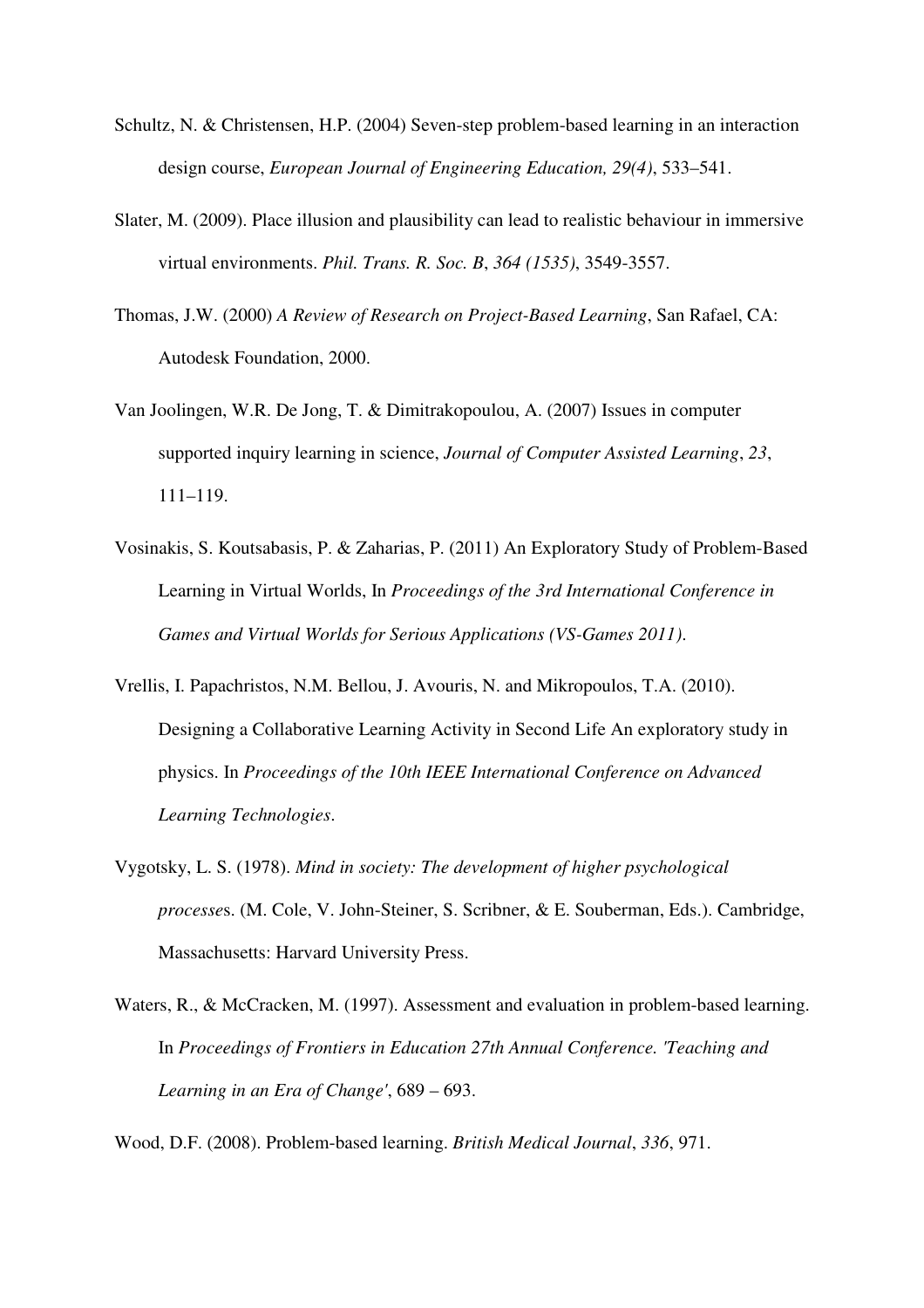Schultz, N. & Christensen, H.P. (2004) Seven-step problem-based learning in an interaction design course, *European Journal of Engineering Education, 29(4)*, 533–541.

Slater, M. (2009). Place illusion and plausibility can lead to realistic behaviour in immersive virtual environments. *Phil. Trans. R. Soc. B*, *364 (1535)*, 3549-3557.

Thomas, J.W. (2000) *A Review of Research on Project-Based Learning*, San Rafael, CA: Autodesk Foundation, 2000.

Van Joolingen, W.R. De Jong, T. & Dimitrakopoulou, A. (2007) Issues in computer supported inquiry learning in science, *Journal of Computer Assisted Learning*, *23*, 111–119.

Vosinakis, S. Koutsabasis, P. & Zaharias, P. (2011) An Exploratory Study of Problem-Based Learning in Virtual Worlds, In *Proceedings of the 3rd International Conference in Games and Virtual Worlds for Serious Applications (VS-Games 2011)*.

Vrellis, I. Papachristos, N.M. Bellou, J. Avouris, N. and Mikropoulos, T.A. (2010). Designing a Collaborative Learning Activity in Second Life An exploratory study in physics. In *Proceedings of the 10th IEEE International Conference on Advanced Learning Technologies*.

Vygotsky, L. S. (1978). *Mind in society: The development of higher psychological processe*s. (M. Cole, V. John-Steiner, S. Scribner, & E. Souberman, Eds.). Cambridge, Massachusetts: Harvard University Press.

Waters, R., & McCracken, M. (1997). Assessment and evaluation in problem-based learning. In *Proceedings of Frontiers in Education 27th Annual Conference. 'Teaching and Learning in an Era of Change'*, 689 – 693.

Wood, D.F. (2008). Problem-based learning. *British Medical Journal*, *336*, 971.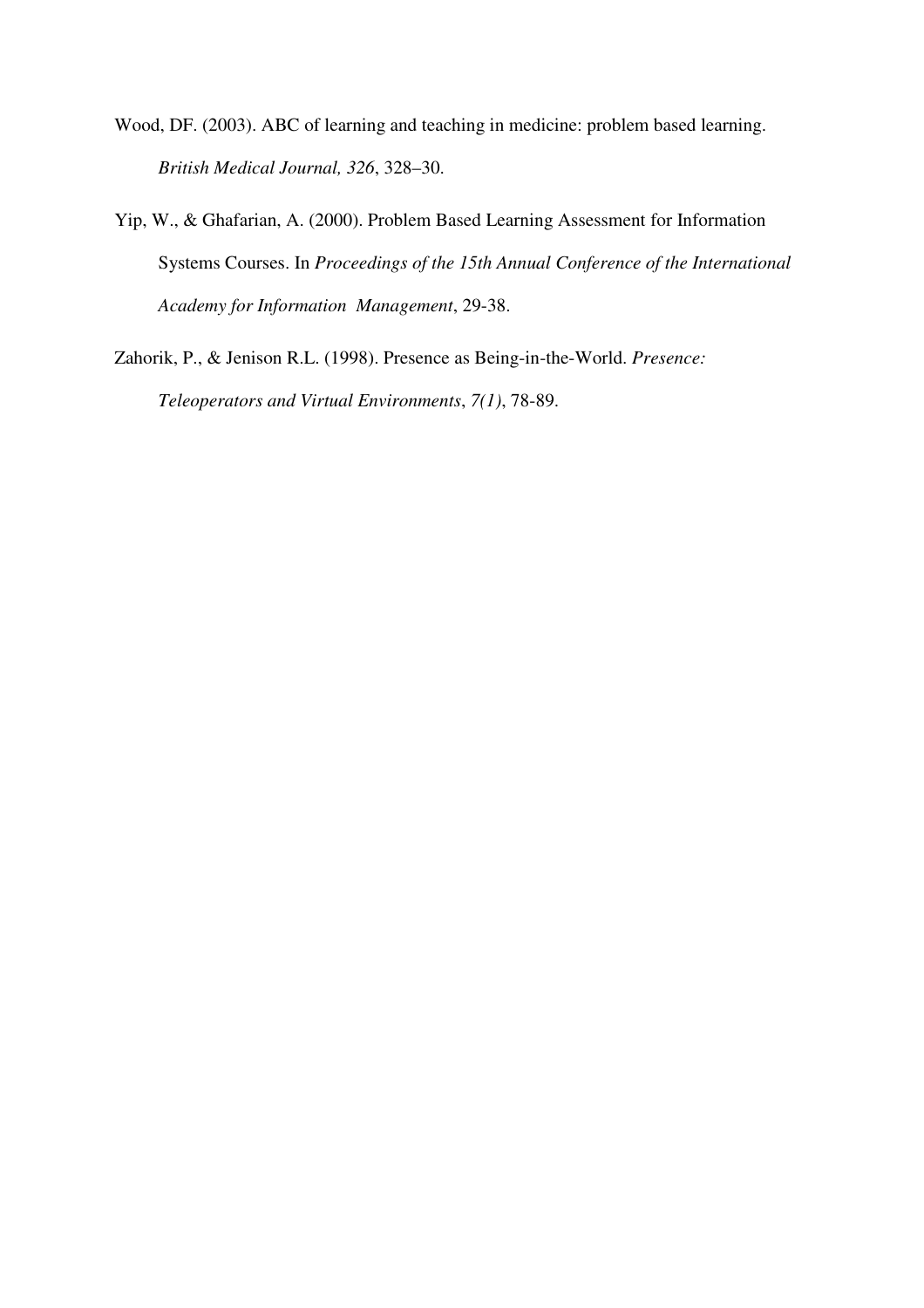Wood, DF. (2003). ABC of learning and teaching in medicine: problem based learning. *British Medical Journal, 326*, 328–30.

Yip, W., & Ghafarian, A. (2000). Problem Based Learning Assessment for Information Systems Courses. In *Proceedings of the 15th Annual Conference of the International Academy for Information Management*, 29-38.

Zahorik, P., & Jenison R.L. (1998). Presence as Being-in-the-World. *Presence: Teleoperators and Virtual Environments*, *7(1)*, 78-89.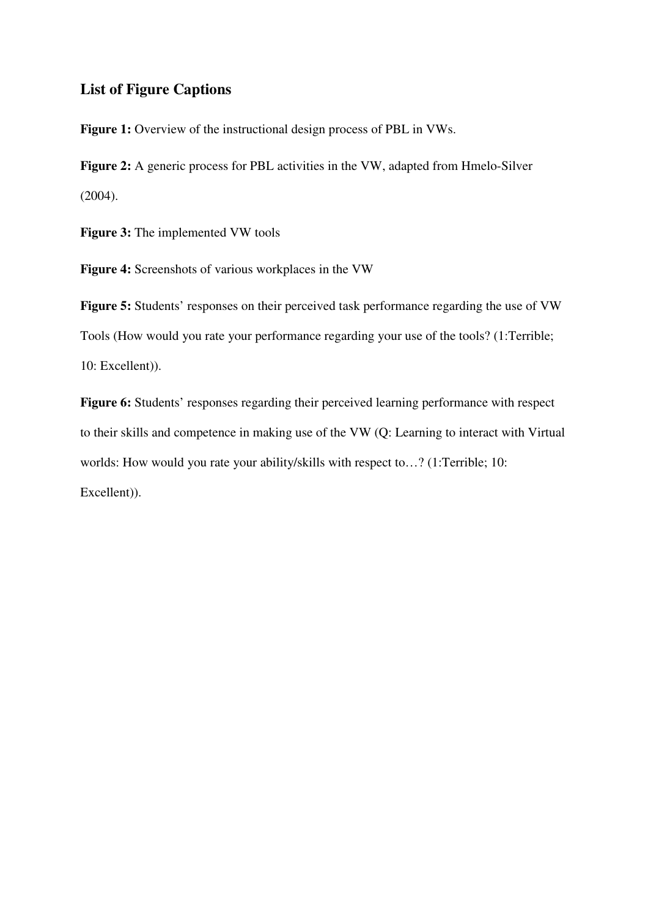## List of Figure Captions

**Figure 1:** Overview of the instructional design process of PBL in VWs.

**Figure 2:** A generic process for PBL activities in the VW, adapted from Hmelo-Silver (2004).

**Figure 3:** The implemented VW tools

**Figure 4:** Screenshots of various workplaces in the VW

**Figure 5:** Students' responses on their perceived task performance regarding the use of VW Tools (How would you rate your performance regarding your use of the tools? (1:Terrible; 10: Excellent)).

**Figure 6:** Students' responses regarding their perceived learning performance with respect to their skills and competence in making use of the VW (Q: Learning to interact with Virtual worlds: How would you rate your ability/skills with respect to…? (1:Terrible; 10: Excellent)).